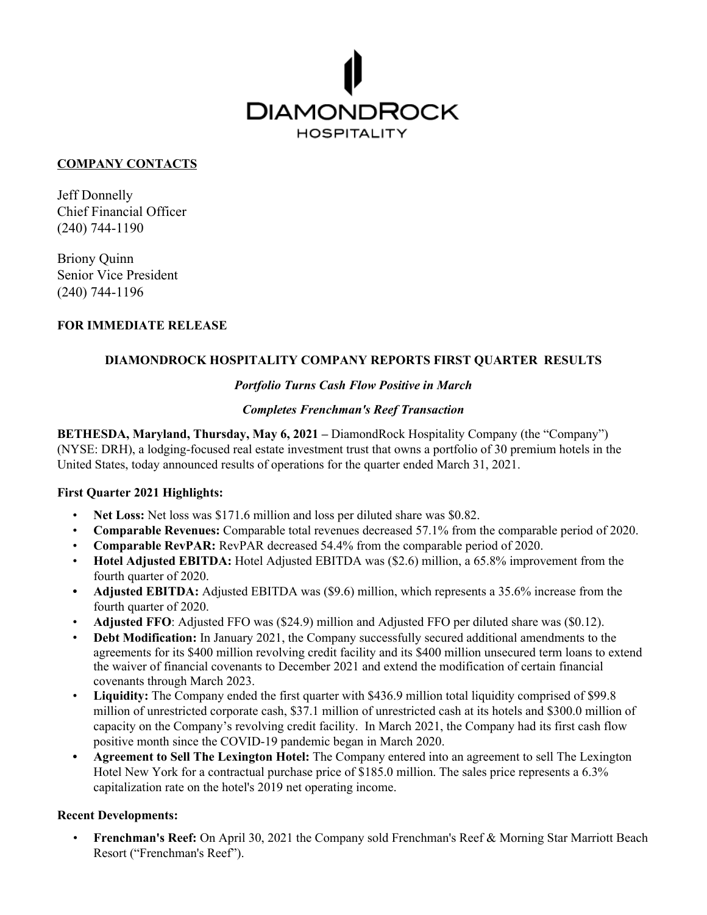DIAMONDROCK
HOSPITALITY

**COMPANY CONTACTS**

Jeff Donnelly
Chief Financial Officer
(240) 744-1190

Briony Quinn
Senior Vice President
(240) 744-1196

**FOR IMMEDIATE RELEASE**

## DIAMONDROCK HOSPITALITY COMPANY REPORTS FIRST QUARTER RESULTS

*Portfolio Turns Cash Flow Positive in March*

*Completes Frenchman's Reef Transaction*

**BETHESDA, Maryland, Thursday, May 6, 2021 –** DiamondRock Hospitality Company (the "Company") (NYSE: DRH), a lodging-focused real estate investment trust that owns a portfolio of 30 premium hotels in the United States, today announced results of operations for the quarter ended March 31, 2021.

### First Quarter 2021 Highlights:

- **Net Loss:** Net loss was $171.6 million and loss per diluted share was $0.82.
- **Comparable Revenues:** Comparable total revenues decreased 57.1% from the comparable period of 2020.
- **Comparable RevPAR:** RevPAR decreased 54.4% from the comparable period of 2020.
- **Hotel Adjusted EBITDA:** Hotel Adjusted EBITDA was ($2.6) million, a 65.8% improvement from the fourth quarter of 2020.
- **Adjusted EBITDA:** Adjusted EBITDA was ($9.6) million, which represents a 35.6% increase from the fourth quarter of 2020.
- **Adjusted FFO**: Adjusted FFO was ($24.9) million and Adjusted FFO per diluted share was ($0.12).
- **Debt Modification:** In January 2021, the Company successfully secured additional amendments to the agreements for its $400 million revolving credit facility and its $400 million unsecured term loans to extend the waiver of financial covenants to December 2021 and extend the modification of certain financial covenants through March 2023.
- **Liquidity:** The Company ended the first quarter with $436.9 million total liquidity comprised of $99.8 million of unrestricted corporate cash, $37.1 million of unrestricted cash at its hotels and $300.0 million of capacity on the Company's revolving credit facility. In March 2021, the Company had its first cash flow positive month since the COVID-19 pandemic began in March 2020.
- **Agreement to Sell The Lexington Hotel:** The Company entered into an agreement to sell The Lexington Hotel New York for a contractual purchase price of $185.0 million. The sales price represents a 6.3% capitalization rate on the hotel's 2019 net operating income.

### Recent Developments:

- **Frenchman's Reef:** On April 30, 2021 the Company sold Frenchman's Reef & Morning Star Marriott Beach Resort ("Frenchman's Reef").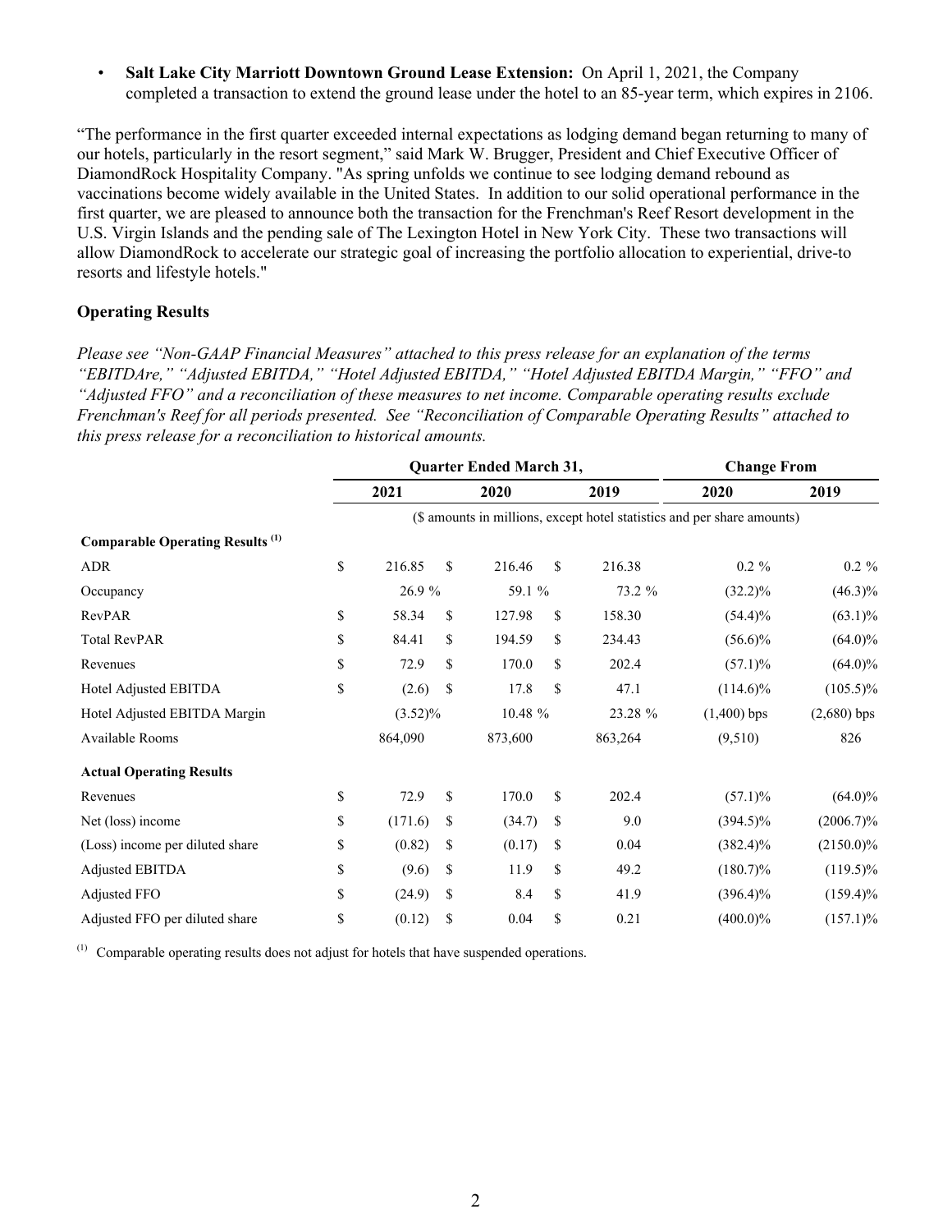- **Salt Lake City Marriott Downtown Ground Lease Extension:** On April 1, 2021, the Company completed a transaction to extend the ground lease under the hotel to an 85-year term, which expires in 2106.

"The performance in the first quarter exceeded internal expectations as lodging demand began returning to many of our hotels, particularly in the resort segment," said Mark W. Brugger, President and Chief Executive Officer of DiamondRock Hospitality Company. "As spring unfolds we continue to see lodging demand rebound as vaccinations become widely available in the United States. In addition to our solid operational performance in the first quarter, we are pleased to announce both the transaction for the Frenchman's Reef Resort development in the U.S. Virgin Islands and the pending sale of The Lexington Hotel in New York City. These two transactions will allow DiamondRock to accelerate our strategic goal of increasing the portfolio allocation to experiential, drive-to resorts and lifestyle hotels."

## Operating Results

*Please see "Non-GAAP Financial Measures" attached to this press release for an explanation of the terms "EBITDAre," "Adjusted EBITDA," "Hotel Adjusted EBITDA," "Hotel Adjusted EBITDA Margin," "FFO" and "Adjusted FFO" and a reconciliation of these measures to net income. Comparable operating results exclude Frenchman's Reef for all periods presented. See "Reconciliation of Comparable Operating Results" attached to this press release for a reconciliation to historical amounts.*

| | Quarter Ended March 31, | | | Change From | |
|---|---|---|---|---|---|
| | 2021 | 2020 | 2019 | 2020 | 2019 |
| | ($ amounts in millions, except hotel statistics and per share amounts) | | | | |
| **Comparable Operating Results [1]** | | | | | |
| ADR | $ 216.85 | $ 216.46 | $ 216.38 | 0.2 % | 0.2 % |
| Occupancy | 26.9 % | 59.1 % | 73.2 % | (32.2)% | (46.3)% |
| RevPAR | $ 58.34 | $ 127.98 | $ 158.30 | (54.4)% | (63.1)% |
| Total RevPAR | $ 84.41 | $ 194.59 | $ 234.43 | (56.6)% | (64.0)% |
| Revenues | $ 72.9 | $ 170.0 | $ 202.4 | (57.1)% | (64.0)% |
| Hotel Adjusted EBITDA | $ (2.6) | $ 17.8 | $ 47.1 | (114.6)% | (105.5)% |
| Hotel Adjusted EBITDA Margin | (3.52)% | 10.48 % | 23.28 % | (1,400) bps | (2,680) bps |
| Available Rooms | 864,090 | 873,600 | 863,264 | (9,510) | 826 |
| **Actual Operating Results** | | | | | |
| Revenues | $ 72.9 | $ 170.0 | $ 202.4 | (57.1)% | (64.0)% |
| Net (loss) income | $ (171.6) | $ (34.7) | $ 9.0 | (394.5)% | (2006.7)% |
| (Loss) income per diluted share | $ (0.82) | $ (0.17) | $ 0.04 | (382.4)% | (2150.0)% |
| Adjusted EBITDA | $ (9.6) | $ 11.9 | $ 49.2 | (180.7)% | (119.5)% |
| Adjusted FFO | $ (24.9) | $ 8.4 | $ 41.9 | (396.4)% | (159.4)% |
| Adjusted FFO per diluted share | $ (0.12) | $ 0.04 | $ 0.21 | (400.0)% | (157.1)% |

[1] Comparable operating results does not adjust for hotels that have suspended operations.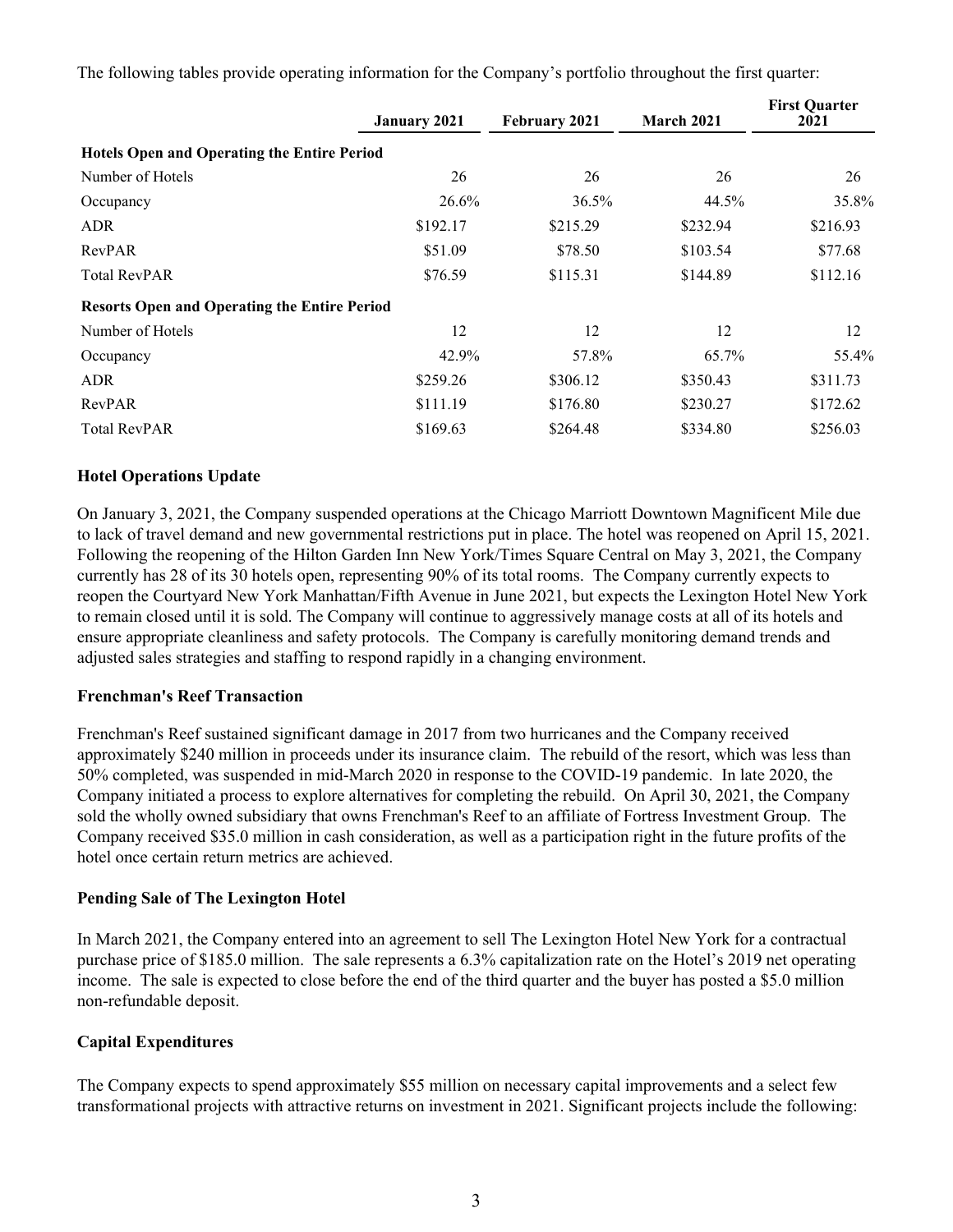The following tables provide operating information for the Company's portfolio throughout the first quarter:

| | January 2021 | February 2021 | March 2021 | First Quarter 2021 |
|---|---|---|---|---|
| **Hotels Open and Operating the Entire Period** | | | | |
| Number of Hotels | 26 | 26 | 26 | 26 |
| Occupancy | 26.6% | 36.5% | 44.5% | 35.8% |
| ADR | $192.17 | $215.29 | $232.94 | $216.93 |
| RevPAR | $51.09 | $78.50 | $103.54 | $77.68 |
| Total RevPAR | $76.59 | $115.31 | $144.89 | $112.16 |
| **Resorts Open and Operating the Entire Period** | | | | |
| Number of Hotels | 12 | 12 | 12 | 12 |
| Occupancy | 42.9% | 57.8% | 65.7% | 55.4% |
| ADR | $259.26 | $306.12 | $350.43 | $311.73 |
| RevPAR | $111.19 | $176.80 | $230.27 | $172.62 |
| Total RevPAR | $169.63 | $264.48 | $334.80 | $256.03 |

## Hotel Operations Update

On January 3, 2021, the Company suspended operations at the Chicago Marriott Downtown Magnificent Mile due to lack of travel demand and new governmental restrictions put in place. The hotel was reopened on April 15, 2021. Following the reopening of the Hilton Garden Inn New York/Times Square Central on May 3, 2021, the Company currently has 28 of its 30 hotels open, representing 90% of its total rooms. The Company currently expects to reopen the Courtyard New York Manhattan/Fifth Avenue in June 2021, but expects the Lexington Hotel New York to remain closed until it is sold. The Company will continue to aggressively manage costs at all of its hotels and ensure appropriate cleanliness and safety protocols. The Company is carefully monitoring demand trends and adjusted sales strategies and staffing to respond rapidly in a changing environment.

## Frenchman's Reef Transaction

Frenchman's Reef sustained significant damage in 2017 from two hurricanes and the Company received approximately $240 million in proceeds under its insurance claim. The rebuild of the resort, which was less than 50% completed, was suspended in mid-March 2020 in response to the COVID-19 pandemic. In late 2020, the Company initiated a process to explore alternatives for completing the rebuild. On April 30, 2021, the Company sold the wholly owned subsidiary that owns Frenchman's Reef to an affiliate of Fortress Investment Group. The Company received $35.0 million in cash consideration, as well as a participation right in the future profits of the hotel once certain return metrics are achieved.

## Pending Sale of The Lexington Hotel

In March 2021, the Company entered into an agreement to sell The Lexington Hotel New York for a contractual purchase price of $185.0 million. The sale represents a 6.3% capitalization rate on the Hotel's 2019 net operating income. The sale is expected to close before the end of the third quarter and the buyer has posted a $5.0 million non-refundable deposit.

## Capital Expenditures

The Company expects to spend approximately $55 million on necessary capital improvements and a select few transformational projects with attractive returns on investment in 2021. Significant projects include the following: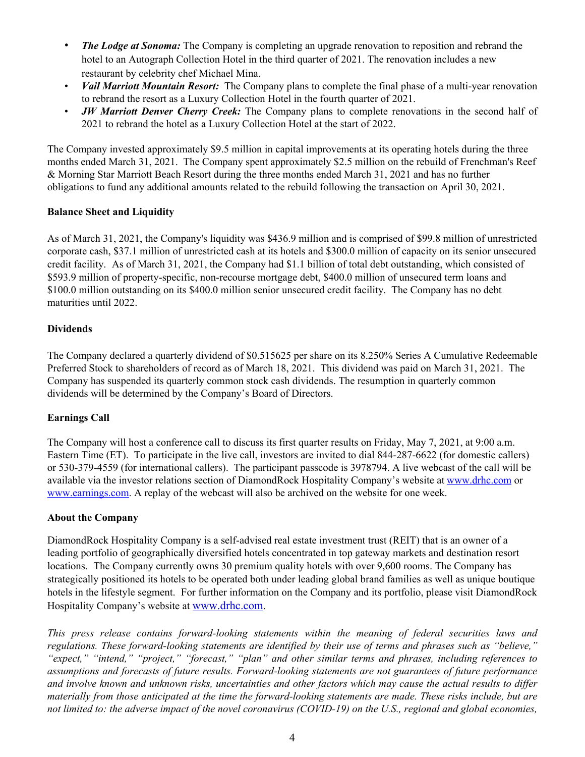- ***The Lodge at Sonoma:*** The Company is completing an upgrade renovation to reposition and rebrand the hotel to an Autograph Collection Hotel in the third quarter of 2021. The renovation includes a new restaurant by celebrity chef Michael Mina.
- ***Vail Marriott Mountain Resort:*** The Company plans to complete the final phase of a multi-year renovation to rebrand the resort as a Luxury Collection Hotel in the fourth quarter of 2021.
- ***JW Marriott Denver Cherry Creek:*** The Company plans to complete renovations in the second half of 2021 to rebrand the hotel as a Luxury Collection Hotel at the start of 2022.

The Company invested approximately $9.5 million in capital improvements at its operating hotels during the three months ended March 31, 2021. The Company spent approximately $2.5 million on the rebuild of Frenchman's Reef & Morning Star Marriott Beach Resort during the three months ended March 31, 2021 and has no further obligations to fund any additional amounts related to the rebuild following the transaction on April 30, 2021.

**Balance Sheet and Liquidity**

As of March 31, 2021, the Company's liquidity was $436.9 million and is comprised of $99.8 million of unrestricted corporate cash, $37.1 million of unrestricted cash at its hotels and $300.0 million of capacity on its senior unsecured credit facility. As of March 31, 2021, the Company had $1.1 billion of total debt outstanding, which consisted of $593.9 million of property-specific, non-recourse mortgage debt, $400.0 million of unsecured term loans and $100.0 million outstanding on its $400.0 million senior unsecured credit facility. The Company has no debt maturities until 2022.

**Dividends**

The Company declared a quarterly dividend of $0.515625 per share on its 8.250% Series A Cumulative Redeemable Preferred Stock to shareholders of record as of March 18, 2021. This dividend was paid on March 31, 2021. The Company has suspended its quarterly common stock cash dividends. The resumption in quarterly common dividends will be determined by the Company's Board of Directors.

**Earnings Call**

The Company will host a conference call to discuss its first quarter results on Friday, May 7, 2021, at 9:00 a.m. Eastern Time (ET). To participate in the live call, investors are invited to dial 844-287-6622 (for domestic callers) or 530-379-4559 (for international callers). The participant passcode is 3978794. A live webcast of the call will be available via the investor relations section of DiamondRock Hospitality Company's website at www.drhc.com or www.earnings.com. A replay of the webcast will also be archived on the website for one week.

**About the Company**

DiamondRock Hospitality Company is a self-advised real estate investment trust (REIT) that is an owner of a leading portfolio of geographically diversified hotels concentrated in top gateway markets and destination resort locations. The Company currently owns 30 premium quality hotels with over 9,600 rooms. The Company has strategically positioned its hotels to be operated both under leading global brand families as well as unique boutique hotels in the lifestyle segment. For further information on the Company and its portfolio, please visit DiamondRock Hospitality Company's website at www.drhc.com.

*This press release contains forward-looking statements within the meaning of federal securities laws and regulations. These forward-looking statements are identified by their use of terms and phrases such as "believe," "expect," "intend," "project," "forecast," "plan" and other similar terms and phrases, including references to assumptions and forecasts of future results. Forward-looking statements are not guarantees of future performance and involve known and unknown risks, uncertainties and other factors which may cause the actual results to differ materially from those anticipated at the time the forward-looking statements are made. These risks include, but are not limited to: the adverse impact of the novel coronavirus (COVID-19) on the U.S., regional and global economies,*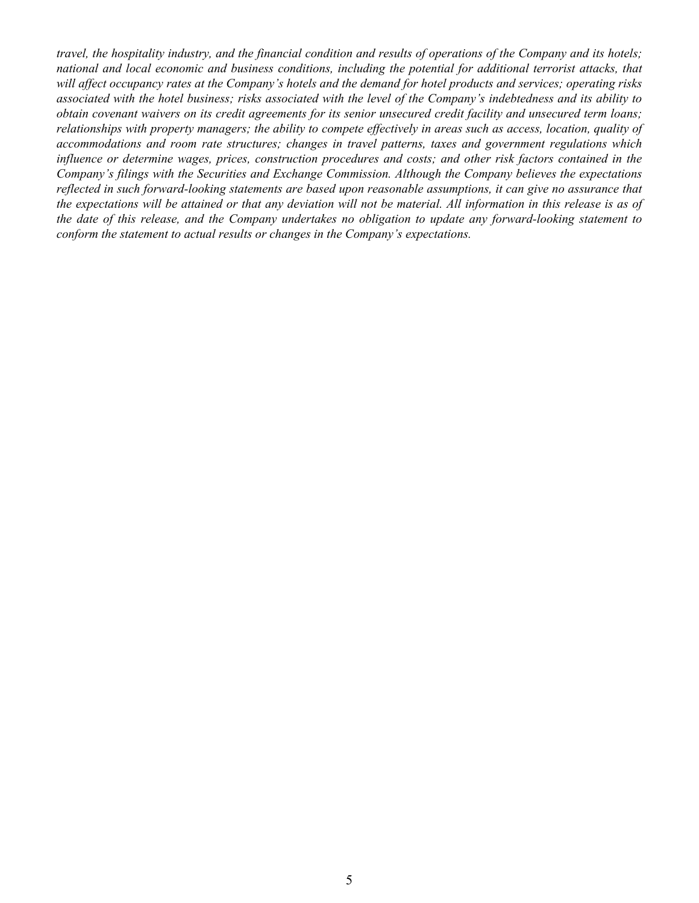*travel, the hospitality industry, and the financial condition and results of operations of the Company and its hotels; national and local economic and business conditions, including the potential for additional terrorist attacks, that will affect occupancy rates at the Company's hotels and the demand for hotel products and services; operating risks associated with the hotel business; risks associated with the level of the Company's indebtedness and its ability to obtain covenant waivers on its credit agreements for its senior unsecured credit facility and unsecured term loans; relationships with property managers; the ability to compete effectively in areas such as access, location, quality of accommodations and room rate structures; changes in travel patterns, taxes and government regulations which influence or determine wages, prices, construction procedures and costs; and other risk factors contained in the Company's filings with the Securities and Exchange Commission. Although the Company believes the expectations reflected in such forward-looking statements are based upon reasonable assumptions, it can give no assurance that the expectations will be attained or that any deviation will not be material. All information in this release is as of the date of this release, and the Company undertakes no obligation to update any forward-looking statement to conform the statement to actual results or changes in the Company's expectations.*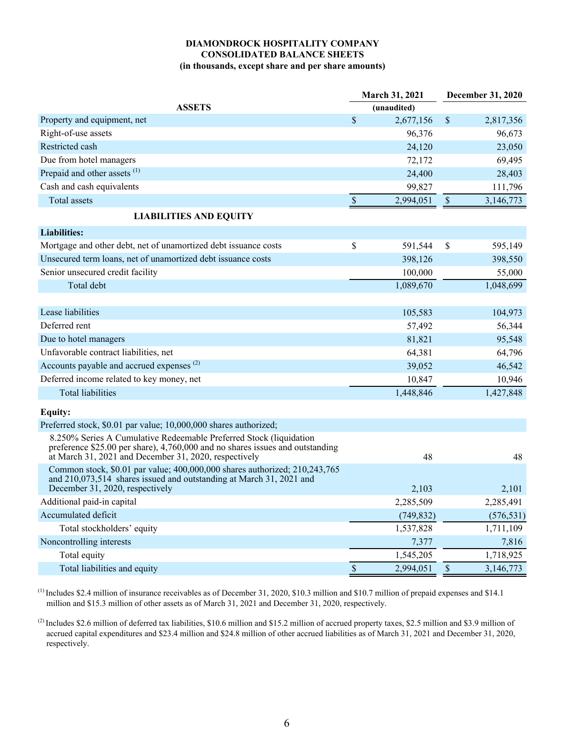**DIAMONDROCK HOSPITALITY COMPANY**
**CONSOLIDATED BALANCE SHEETS**
**(in thousands, except share and per share amounts)**

| | March 31, 2021 | December 31, 2020 |
|---|---|---|
| **ASSETS** | (unaudited) | |
| Property and equipment, net | $ 2,677,156 | $ 2,817,356 |
| Right-of-use assets | 96,376 | 96,673 |
| Restricted cash | 24,120 | 23,050 |
| Due from hotel managers | 72,172 | 69,495 |
| Prepaid and other assets [(1)] | 24,400 | 28,403 |
| Cash and cash equivalents | 99,827 | 111,796 |
| Total assets | $ 2,994,051 | $ 3,146,773 |
| **LIABILITIES AND EQUITY** | | |
| **Liabilities:** | | |
| Mortgage and other debt, net of unamortized debt issuance costs | $ 591,544 | $ 595,149 |
| Unsecured term loans, net of unamortized debt issuance costs | 398,126 | 398,550 |
| Senior unsecured credit facility | 100,000 | 55,000 |
| Total debt | 1,089,670 | 1,048,699 |
| | | |
| Lease liabilities | 105,583 | 104,973 |
| Deferred rent | 57,492 | 56,344 |
| Due to hotel managers | 81,821 | 95,548 |
| Unfavorable contract liabilities, net | 64,381 | 64,796 |
| Accounts payable and accrued expenses [(2)] | 39,052 | 46,542 |
| Deferred income related to key money, net | 10,847 | 10,946 |
| Total liabilities | 1,448,846 | 1,427,848 |
| **Equity:** | | |
| Preferred stock, $0.01 par value; 10,000,000 shares authorized; | | |
| 8.250% Series A Cumulative Redeemable Preferred Stock (liquidation preference $25.00 per share), 4,760,000 and no shares issues and outstanding at March 31, 2021 and December 31, 2020, respectively | 48 | 48 |
| Common stock, $0.01 par value; 400,000,000 shares authorized; 210,243,765 and 210,073,514 shares issued and outstanding at March 31, 2021 and December 31, 2020, respectively | 2,103 | 2,101 |
| Additional paid-in capital | 2,285,509 | 2,285,491 |
| Accumulated deficit | (749,832) | (576,531) |
| Total stockholders' equity | 1,537,828 | 1,711,109 |
| Noncontrolling interests | 7,377 | 7,816 |
| Total equity | 1,545,205 | 1,718,925 |
| Total liabilities and equity | $ 2,994,051 | $ 3,146,773 |

(1) Includes $2.4 million of insurance receivables as of December 31, 2020, $10.3 million and $10.7 million of prepaid expenses and $14.1 million and $15.3 million of other assets as of March 31, 2021 and December 31, 2020, respectively.

(2) Includes $2.6 million of deferred tax liabilities, $10.6 million and $15.2 million of accrued property taxes, $2.5 million and $3.9 million of accrued capital expenditures and $23.4 million and $24.8 million of other accrued liabilities as of March 31, 2021 and December 31, 2020, respectively.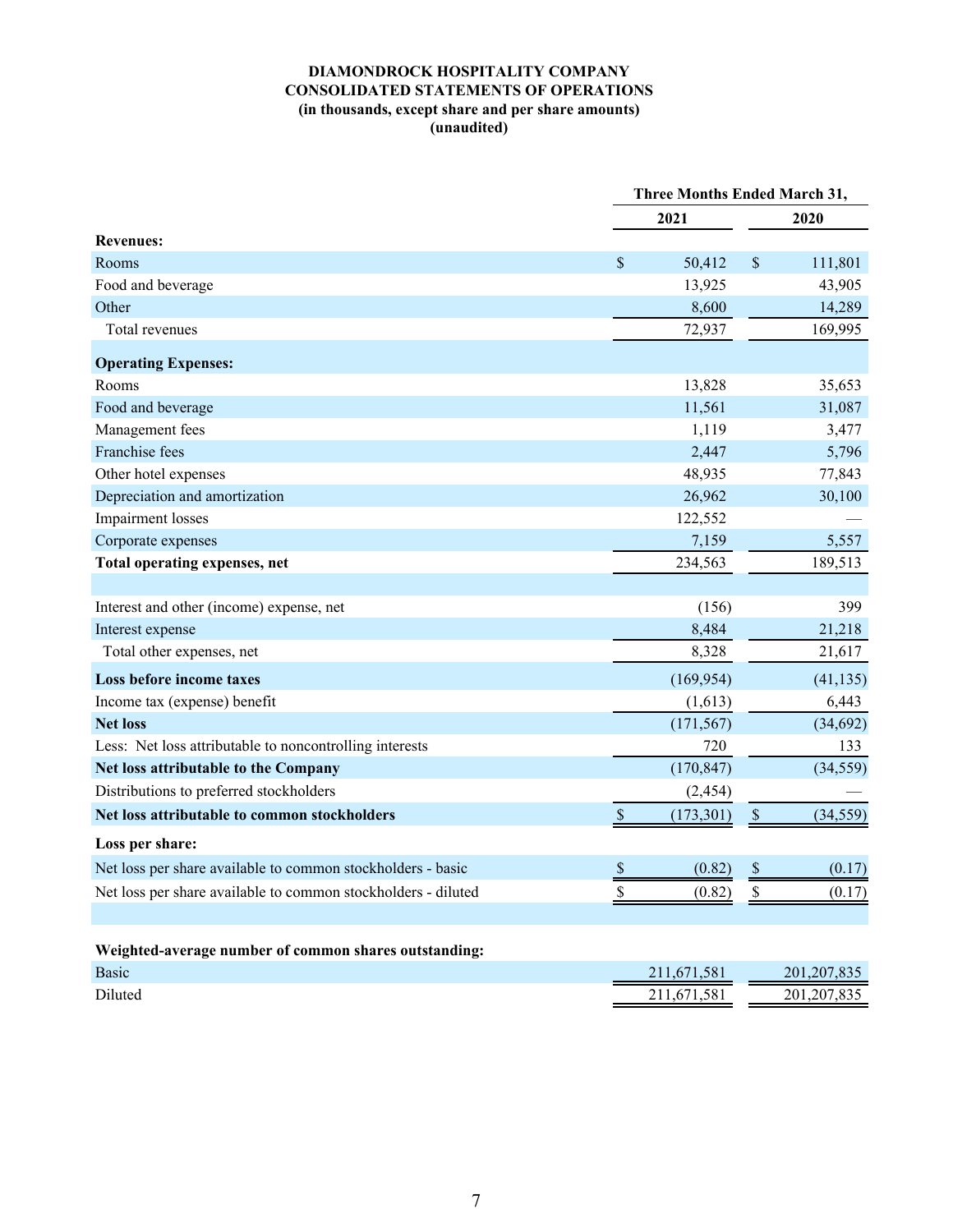**DIAMONDROCK HOSPITALITY COMPANY**
**CONSOLIDATED STATEMENTS OF OPERATIONS**
**(in thousands, except share and per share amounts)**
**(unaudited)**

| | Three Months Ended March 31, | |
|---|---|---|
| | 2021 | 2020 |
| **Revenues:** | | |
| Rooms | $ 50,412 | $ 111,801 |
| Food and beverage | 13,925 | 43,905 |
| Other | 8,600 | 14,289 |
| Total revenues | 72,937 | 169,995 |
| **Operating Expenses:** | | |
| Rooms | 13,828 | 35,653 |
| Food and beverage | 11,561 | 31,087 |
| Management fees | 1,119 | 3,477 |
| Franchise fees | 2,447 | 5,796 |
| Other hotel expenses | 48,935 | 77,843 |
| Depreciation and amortization | 26,962 | 30,100 |
| Impairment losses | 122,552 | — |
| Corporate expenses | 7,159 | 5,557 |
| **Total operating expenses, net** | 234,563 | 189,513 |
| | | |
| Interest and other (income) expense, net | (156) | 399 |
| Interest expense | 8,484 | 21,218 |
| Total other expenses, net | 8,328 | 21,617 |
| **Loss before income taxes** | (169,954) | (41,135) |
| Income tax (expense) benefit | (1,613) | 6,443 |
| **Net loss** | (171,567) | (34,692) |
| Less: Net loss attributable to noncontrolling interests | 720 | 133 |
| **Net loss attributable to the Company** | (170,847) | (34,559) |
| Distributions to preferred stockholders | (2,454) | — |
| **Net loss attributable to common stockholders** | $ (173,301) | $ (34,559) |
| **Loss per share:** | | |
| Net loss per share available to common stockholders - basic | $ (0.82) | $ (0.17) |
| Net loss per share available to common stockholders - diluted | $ (0.82) | $ (0.17) |
| | | |
| **Weighted-average number of common shares outstanding:** | | |
| Basic | 211,671,581 | 201,207,835 |
| Diluted | 211,671,581 | 201,207,835 |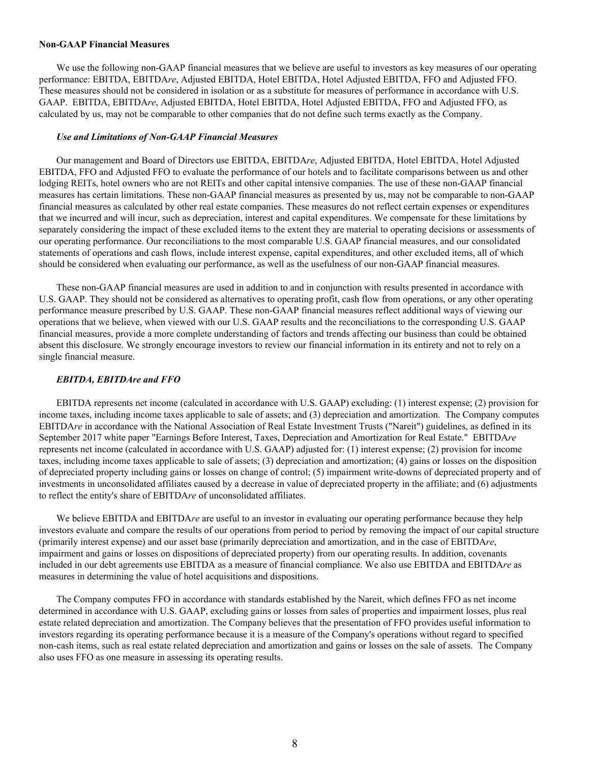**Non-GAAP Financial Measures**

We use the following non-GAAP financial measures that we believe are useful to investors as key measures of our operating performance: EBITDA, EBITDA*re*, Adjusted EBITDA, Hotel EBITDA, Hotel Adjusted EBITDA, FFO and Adjusted FFO. These measures should not be considered in isolation or as a substitute for measures of performance in accordance with U.S. GAAP. EBITDA, EBITDA*re*, Adjusted EBITDA, Hotel EBITDA, Hotel Adjusted EBITDA, FFO and Adjusted FFO, as calculated by us, may not be comparable to other companies that do not define such terms exactly as the Company.

***Use and Limitations of Non-GAAP Financial Measures***

Our management and Board of Directors use EBITDA, EBITDA*re*, Adjusted EBITDA, Hotel EBITDA, Hotel Adjusted EBITDA, FFO and Adjusted FFO to evaluate the performance of our hotels and to facilitate comparisons between us and other lodging REITs, hotel owners who are not REITs and other capital intensive companies. The use of these non-GAAP financial measures has certain limitations. These non-GAAP financial measures as presented by us, may not be comparable to non-GAAP financial measures as calculated by other real estate companies. These measures do not reflect certain expenses or expenditures that we incurred and will incur, such as depreciation, interest and capital expenditures. We compensate for these limitations by separately considering the impact of these excluded items to the extent they are material to operating decisions or assessments of our operating performance. Our reconciliations to the most comparable U.S. GAAP financial measures, and our consolidated statements of operations and cash flows, include interest expense, capital expenditures, and other excluded items, all of which should be considered when evaluating our performance, as well as the usefulness of our non-GAAP financial measures.

These non-GAAP financial measures are used in addition to and in conjunction with results presented in accordance with U.S. GAAP. They should not be considered as alternatives to operating profit, cash flow from operations, or any other operating performance measure prescribed by U.S. GAAP. These non-GAAP financial measures reflect additional ways of viewing our operations that we believe, when viewed with our U.S. GAAP results and the reconciliations to the corresponding U.S. GAAP financial measures, provide a more complete understanding of factors and trends affecting our business than could be obtained absent this disclosure. We strongly encourage investors to review our financial information in its entirety and not to rely on a single financial measure.

***EBITDA, EBITDAre and FFO***

EBITDA represents net income (calculated in accordance with U.S. GAAP) excluding: (1) interest expense; (2) provision for income taxes, including income taxes applicable to sale of assets; and (3) depreciation and amortization. The Company computes EBITDA*re* in accordance with the National Association of Real Estate Investment Trusts ("Nareit") guidelines, as defined in its September 2017 white paper "Earnings Before Interest, Taxes, Depreciation and Amortization for Real Estate." EBITDA*re* represents net income (calculated in accordance with U.S. GAAP) adjusted for: (1) interest expense; (2) provision for income taxes, including income taxes applicable to sale of assets; (3) depreciation and amortization; (4) gains or losses on the disposition of depreciated property including gains or losses on change of control; (5) impairment write-downs of depreciated property and of investments in unconsolidated affiliates caused by a decrease in value of depreciated property in the affiliate; and (6) adjustments to reflect the entity's share of EBITDA*re* of unconsolidated affiliates.

We believe EBITDA and EBITDA*re* are useful to an investor in evaluating our operating performance because they help investors evaluate and compare the results of our operations from period to period by removing the impact of our capital structure (primarily interest expense) and our asset base (primarily depreciation and amortization, and in the case of EBITDA*re*, impairment and gains or losses on dispositions of depreciated property) from our operating results. In addition, covenants included in our debt agreements use EBITDA as a measure of financial compliance. We also use EBITDA and EBITDA*re* as measures in determining the value of hotel acquisitions and dispositions.

The Company computes FFO in accordance with standards established by the Nareit, which defines FFO as net income determined in accordance with U.S. GAAP, excluding gains or losses from sales of properties and impairment losses, plus real estate related depreciation and amortization. The Company believes that the presentation of FFO provides useful information to investors regarding its operating performance because it is a measure of the Company's operations without regard to specified non-cash items, such as real estate related depreciation and amortization and gains or losses on the sale of assets. The Company also uses FFO as one measure in assessing its operating results.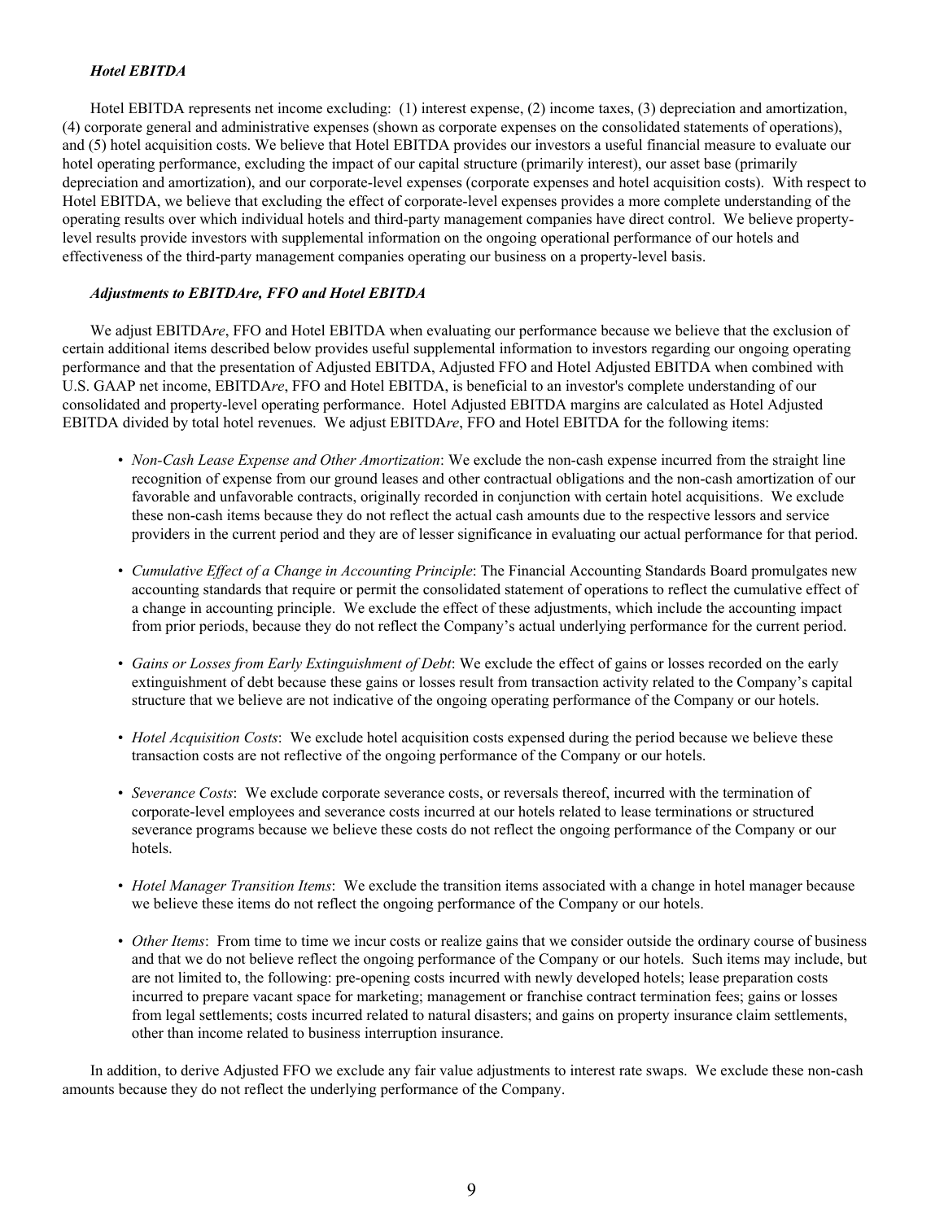### *Hotel EBITDA*

Hotel EBITDA represents net income excluding: (1) interest expense, (2) income taxes, (3) depreciation and amortization, (4) corporate general and administrative expenses (shown as corporate expenses on the consolidated statements of operations), and (5) hotel acquisition costs. We believe that Hotel EBITDA provides our investors a useful financial measure to evaluate our hotel operating performance, excluding the impact of our capital structure (primarily interest), our asset base (primarily depreciation and amortization), and our corporate-level expenses (corporate expenses and hotel acquisition costs). With respect to Hotel EBITDA, we believe that excluding the effect of corporate-level expenses provides a more complete understanding of the operating results over which individual hotels and third-party management companies have direct control. We believe property-level results provide investors with supplemental information on the ongoing operational performance of our hotels and effectiveness of the third-party management companies operating our business on a property-level basis.

### *Adjustments to EBITDAre, FFO and Hotel EBITDA*

We adjust EBITDA*re*, FFO and Hotel EBITDA when evaluating our performance because we believe that the exclusion of certain additional items described below provides useful supplemental information to investors regarding our ongoing operating performance and that the presentation of Adjusted EBITDA, Adjusted FFO and Hotel Adjusted EBITDA when combined with U.S. GAAP net income, EBITDA*re*, FFO and Hotel EBITDA, is beneficial to an investor's complete understanding of our consolidated and property-level operating performance. Hotel Adjusted EBITDA margins are calculated as Hotel Adjusted EBITDA divided by total hotel revenues. We adjust EBITDA*re*, FFO and Hotel EBITDA for the following items:

- *Non-Cash Lease Expense and Other Amortization*: We exclude the non-cash expense incurred from the straight line recognition of expense from our ground leases and other contractual obligations and the non-cash amortization of our favorable and unfavorable contracts, originally recorded in conjunction with certain hotel acquisitions. We exclude these non-cash items because they do not reflect the actual cash amounts due to the respective lessors and service providers in the current period and they are of lesser significance in evaluating our actual performance for that period.

- *Cumulative Effect of a Change in Accounting Principle*: The Financial Accounting Standards Board promulgates new accounting standards that require or permit the consolidated statement of operations to reflect the cumulative effect of a change in accounting principle. We exclude the effect of these adjustments, which include the accounting impact from prior periods, because they do not reflect the Company's actual underlying performance for the current period.

- *Gains or Losses from Early Extinguishment of Debt*: We exclude the effect of gains or losses recorded on the early extinguishment of debt because these gains or losses result from transaction activity related to the Company's capital structure that we believe are not indicative of the ongoing operating performance of the Company or our hotels.

- *Hotel Acquisition Costs*: We exclude hotel acquisition costs expensed during the period because we believe these transaction costs are not reflective of the ongoing performance of the Company or our hotels.

- *Severance Costs*: We exclude corporate severance costs, or reversals thereof, incurred with the termination of corporate-level employees and severance costs incurred at our hotels related to lease terminations or structured severance programs because we believe these costs do not reflect the ongoing performance of the Company or our hotels.

- *Hotel Manager Transition Items*: We exclude the transition items associated with a change in hotel manager because we believe these items do not reflect the ongoing performance of the Company or our hotels.

- *Other Items*: From time to time we incur costs or realize gains that we consider outside the ordinary course of business and that we do not believe reflect the ongoing performance of the Company or our hotels. Such items may include, but are not limited to, the following: pre-opening costs incurred with newly developed hotels; lease preparation costs incurred to prepare vacant space for marketing; management or franchise contract termination fees; gains or losses from legal settlements; costs incurred related to natural disasters; and gains on property insurance claim settlements, other than income related to business interruption insurance.

In addition, to derive Adjusted FFO we exclude any fair value adjustments to interest rate swaps. We exclude these non-cash amounts because they do not reflect the underlying performance of the Company.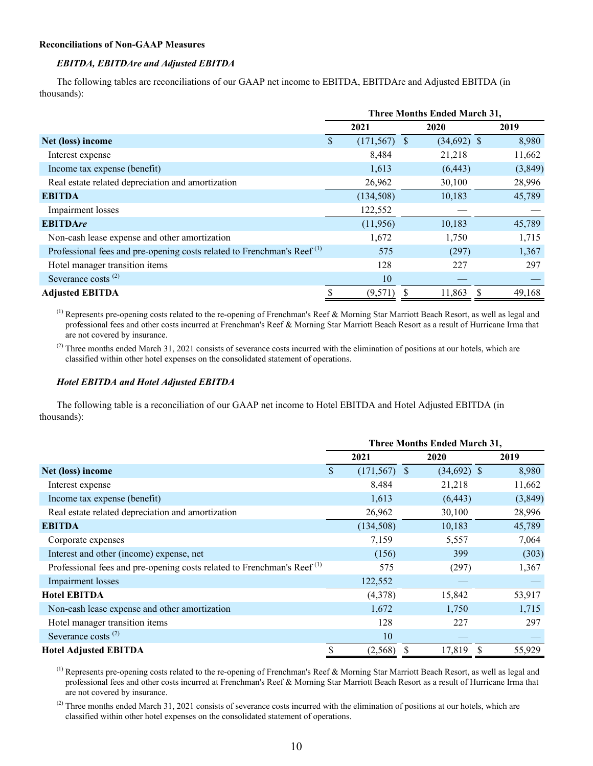**Reconciliations of Non-GAAP Measures**

***EBITDA, EBITDAre and Adjusted EBITDA***

The following tables are reconciliations of our GAAP net income to EBITDA, EBITDAre and Adjusted EBITDA (in thousands):

| | Three Months Ended March 31, | | |
|---|---|---|---|
| | 2021 | 2020 | 2019 |
| **Net (loss) income** | $ (171,567) | $ (34,692) | $ 8,980 |
| Interest expense | 8,484 | 21,218 | 11,662 |
| Income tax expense (benefit) | 1,613 | (6,443) | (3,849) |
| Real estate related depreciation and amortization | 26,962 | 30,100 | 28,996 |
| **EBITDA** | (134,508) | 10,183 | 45,789 |
| Impairment losses | 122,552 | — | — |
| **EBITDA*re*** | (11,956) | 10,183 | 45,789 |
| Non-cash lease expense and other amortization | 1,672 | 1,750 | 1,715 |
| Professional fees and pre-opening costs related to Frenchman's Reef [1] | 575 | (297) | 1,367 |
| Hotel manager transition items | 128 | 227 | 297 |
| Severance costs [2] | 10 | — | — |
| **Adjusted EBITDA** | $ (9,571) | $ 11,863 | $ 49,168 |

[1] Represents pre-opening costs related to the re-opening of Frenchman's Reef & Morning Star Marriott Beach Resort, as well as legal and professional fees and other costs incurred at Frenchman's Reef & Morning Star Marriott Beach Resort as a result of Hurricane Irma that are not covered by insurance.

[2] Three months ended March 31, 2021 consists of severance costs incurred with the elimination of positions at our hotels, which are classified within other hotel expenses on the consolidated statement of operations.

***Hotel EBITDA and Hotel Adjusted EBITDA***

The following table is a reconciliation of our GAAP net income to Hotel EBITDA and Hotel Adjusted EBITDA (in thousands):

| | Three Months Ended March 31, | | |
|---|---|---|---|
| | 2021 | 2020 | 2019 |
| **Net (loss) income** | $ (171,567) | $ (34,692) | $ 8,980 |
| Interest expense | 8,484 | 21,218 | 11,662 |
| Income tax expense (benefit) | 1,613 | (6,443) | (3,849) |
| Real estate related depreciation and amortization | 26,962 | 30,100 | 28,996 |
| **EBITDA** | (134,508) | 10,183 | 45,789 |
| Corporate expenses | 7,159 | 5,557 | 7,064 |
| Interest and other (income) expense, net | (156) | 399 | (303) |
| Professional fees and pre-opening costs related to Frenchman's Reef [1] | 575 | (297) | 1,367 |
| Impairment losses | 122,552 | — | — |
| **Hotel EBITDA** | (4,378) | 15,842 | 53,917 |
| Non-cash lease expense and other amortization | 1,672 | 1,750 | 1,715 |
| Hotel manager transition items | 128 | 227 | 297 |
| Severance costs [2] | 10 | — | — |
| **Hotel Adjusted EBITDA** | $ (2,568) | $ 17,819 | $ 55,929 |

[1] Represents pre-opening costs related to the re-opening of Frenchman's Reef & Morning Star Marriott Beach Resort, as well as legal and professional fees and other costs incurred at Frenchman's Reef & Morning Star Marriott Beach Resort as a result of Hurricane Irma that are not covered by insurance.

[2] Three months ended March 31, 2021 consists of severance costs incurred with the elimination of positions at our hotels, which are classified within other hotel expenses on the consolidated statement of operations.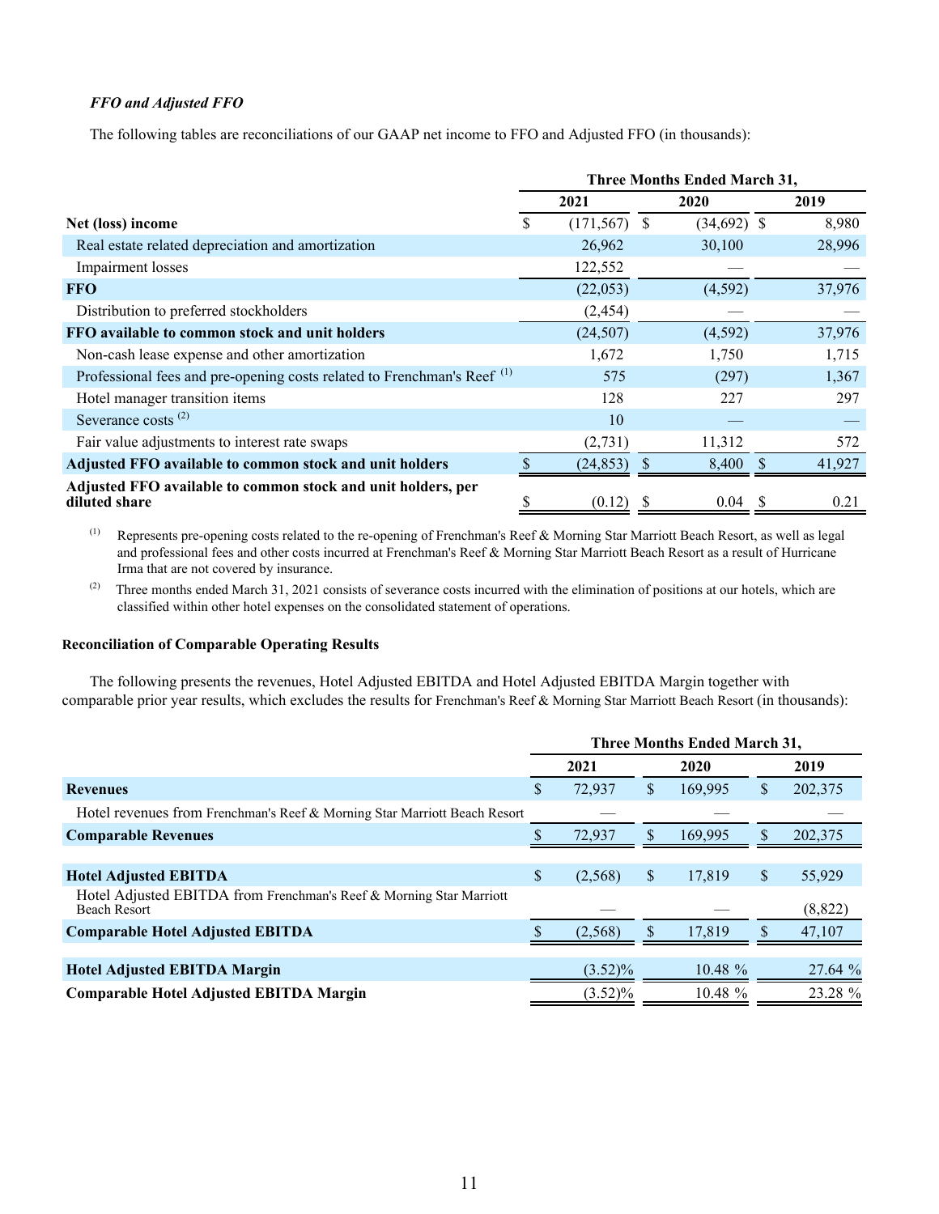***FFO and Adjusted FFO***

The following tables are reconciliations of our GAAP net income to FFO and Adjusted FFO (in thousands):

| | Three Months Ended March 31, | | |
|---|---|---|---|
| | 2021 | 2020 | 2019 |
| **Net (loss) income** | $ (171,567) | $ (34,692) | $ 8,980 |
| Real estate related depreciation and amortization | 26,962 | 30,100 | 28,996 |
| Impairment losses | 122,552 | — | — |
| **FFO** | (22,053) | (4,592) | 37,976 |
| Distribution to preferred stockholders | (2,454) | — | — |
| **FFO available to common stock and unit holders** | (24,507) | (4,592) | 37,976 |
| Non-cash lease expense and other amortization | 1,672 | 1,750 | 1,715 |
| Professional fees and pre-opening costs related to Frenchman's Reef [(1)] | 575 | (297) | 1,367 |
| Hotel manager transition items | 128 | 227 | 297 |
| Severance costs [(2)] | 10 | — | — |
| Fair value adjustments to interest rate swaps | (2,731) | 11,312 | 572 |
| **Adjusted FFO available to common stock and unit holders** | $ (24,853) | $ 8,400 | $ 41,927 |
| **Adjusted FFO available to common stock and unit holders, per diluted share** | $ (0.12) | $ 0.04 | $ 0.21 |

(1) Represents pre-opening costs related to the re-opening of Frenchman's Reef & Morning Star Marriott Beach Resort, as well as legal and professional fees and other costs incurred at Frenchman's Reef & Morning Star Marriott Beach Resort as a result of Hurricane Irma that are not covered by insurance.

(2) Three months ended March 31, 2021 consists of severance costs incurred with the elimination of positions at our hotels, which are classified within other hotel expenses on the consolidated statement of operations.

**Reconciliation of Comparable Operating Results**

The following presents the revenues, Hotel Adjusted EBITDA and Hotel Adjusted EBITDA Margin together with comparable prior year results, which excludes the results for Frenchman's Reef & Morning Star Marriott Beach Resort (in thousands):

| | Three Months Ended March 31, | | |
|---|---|---|---|
| | 2021 | 2020 | 2019 |
| **Revenues** | $ 72,937 | $ 169,995 | $ 202,375 |
| Hotel revenues from Frenchman's Reef & Morning Star Marriott Beach Resort | — | — | — |
| **Comparable Revenues** | $ 72,937 | $ 169,995 | $ 202,375 |
| | | | |
| **Hotel Adjusted EBITDA** | $ (2,568) | $ 17,819 | $ 55,929 |
| Hotel Adjusted EBITDA from Frenchman's Reef & Morning Star Marriott Beach Resort | — | — | (8,822) |
| **Comparable Hotel Adjusted EBITDA** | $ (2,568) | $ 17,819 | $ 47,107 |
| | | | |
| **Hotel Adjusted EBITDA Margin** | (3.52)% | 10.48 % | 27.64 % |
| **Comparable Hotel Adjusted EBITDA Margin** | (3.52)% | 10.48 % | 23.28 % |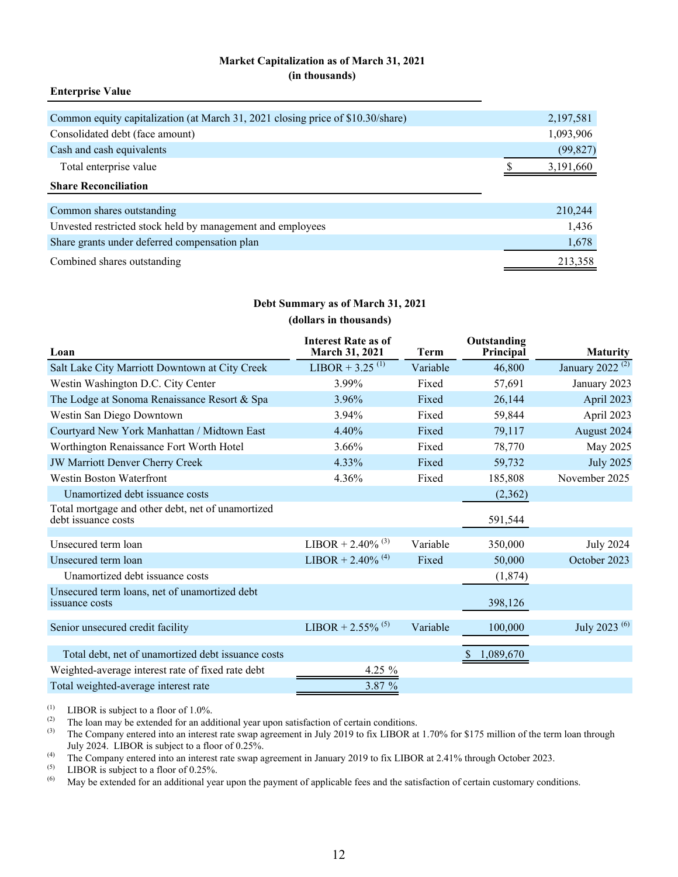**Market Capitalization as of March 31, 2021**
**(in thousands)**

| **Enterprise Value** | |
|---|---|
| Common equity capitalization (at March 31, 2021 closing price of $10.30/share) | 2,197,581 |
| Consolidated debt (face amount) | 1,093,906 |
| Cash and cash equivalents | (99,827) |
| Total enterprise value | $ 3,191,660 |
| **Share Reconciliation** | |
| Common shares outstanding | 210,244 |
| Unvested restricted stock held by management and employees | 1,436 |
| Share grants under deferred compensation plan | 1,678 |
| Combined shares outstanding | 213,358 |

**Debt Summary as of March 31, 2021**
**(dollars in thousands)**

| Loan | Interest Rate as of March 31, 2021 | Term | Outstanding Principal | Maturity |
|---|---|---|---|---|
| Salt Lake City Marriott Downtown at City Creek | LIBOR + 3.25 (1) | Variable | 46,800 | January 2022 (2) |
| Westin Washington D.C. City Center | 3.99% | Fixed | 57,691 | January 2023 |
| The Lodge at Sonoma Renaissance Resort & Spa | 3.96% | Fixed | 26,144 | April 2023 |
| Westin San Diego Downtown | 3.94% | Fixed | 59,844 | April 2023 |
| Courtyard New York Manhattan / Midtown East | 4.40% | Fixed | 79,117 | August 2024 |
| Worthington Renaissance Fort Worth Hotel | 3.66% | Fixed | 78,770 | May 2025 |
| JW Marriott Denver Cherry Creek | 4.33% | Fixed | 59,732 | July 2025 |
| Westin Boston Waterfront | 4.36% | Fixed | 185,808 | November 2025 |
| Unamortized debt issuance costs | | | (2,362) | |
| Total mortgage and other debt, net of unamortized debt issuance costs | | | 591,544 | |
| | | | | |
| Unsecured term loan | LIBOR + 2.40% (3) | Variable | 350,000 | July 2024 |
| Unsecured term loan | LIBOR + 2.40% (4) | Fixed | 50,000 | October 2023 |
| Unamortized debt issuance costs | | | (1,874) | |
| Unsecured term loans, net of unamortized debt issuance costs | | | 398,126 | |
| | | | | |
| Senior unsecured credit facility | LIBOR + 2.55% (5) | Variable | 100,000 | July 2023 (6) |
| | | | | |
| Total debt, net of unamortized debt issuance costs | | | $ 1,089,670 | |
| Weighted-average interest rate of fixed rate debt | 4.25 % | | | |
| Total weighted-average interest rate | 3.87 % | | | |

(1) LIBOR is subject to a floor of 1.0%.
(2) The loan may be extended for an additional year upon satisfaction of certain conditions.
(3) The Company entered into an interest rate swap agreement in July 2019 to fix LIBOR at 1.70% for $175 million of the term loan through July 2024. LIBOR is subject to a floor of 0.25%.
(4) The Company entered into an interest rate swap agreement in January 2019 to fix LIBOR at 2.41% through October 2023.
(5) LIBOR is subject to a floor of 0.25%.
(6) May be extended for an additional year upon the payment of applicable fees and the satisfaction of certain customary conditions.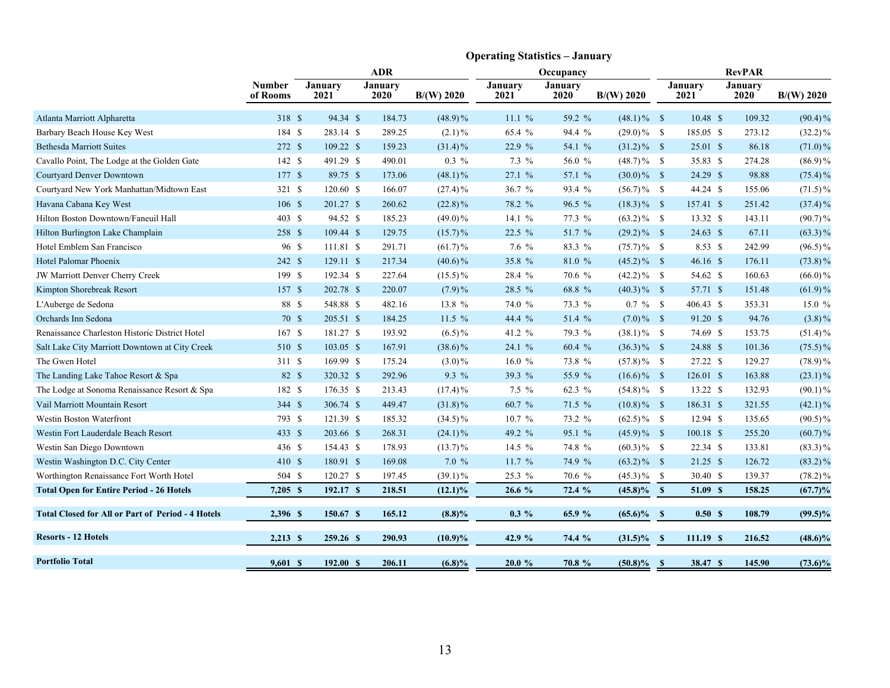## Operating Statistics – January

| | Number of Rooms | ADR | | | Occupancy | | | RevPAR | | |
|---|---|---|---|---|---|---|---|---|---|---|
| | | January 2021 | January 2020 | B/(W) 2020 | January 2021 | January 2020 | B/(W) 2020 | January 2021 | January 2020 | B/(W) 2020 |
| Atlanta Marriott Alpharetta | 318 | $ 94.34 | $ 184.73 | (48.9)% | 11.1 % | 59.2 % | (48.1)% | $ 10.48 | $ 109.32 | (90.4)% |
| Barbary Beach House Key West | 184 | $ 283.14 | $ 289.25 | (2.1)% | 65.4 % | 94.4 % | (29.0)% | $ 185.05 | $ 273.12 | (32.2)% |
| Bethesda Marriott Suites | 272 | $ 109.22 | $ 159.23 | (31.4)% | 22.9 % | 54.1 % | (31.2)% | $ 25.01 | $ 86.18 | (71.0)% |
| Cavallo Point, The Lodge at the Golden Gate | 142 | $ 491.29 | $ 490.01 | 0.3 % | 7.3 % | 56.0 % | (48.7)% | $ 35.83 | $ 274.28 | (86.9)% |
| Courtyard Denver Downtown | 177 | $ 89.75 | $ 173.06 | (48.1)% | 27.1 % | 57.1 % | (30.0)% | $ 24.29 | $ 98.88 | (75.4)% |
| Courtyard New York Manhattan/Midtown East | 321 | $ 120.60 | $ 166.07 | (27.4)% | 36.7 % | 93.4 % | (56.7)% | $ 44.24 | $ 155.06 | (71.5)% |
| Havana Cabana Key West | 106 | $ 201.27 | $ 260.62 | (22.8)% | 78.2 % | 96.5 % | (18.3)% | $ 157.41 | $ 251.42 | (37.4)% |
| Hilton Boston Downtown/Faneuil Hall | 403 | $ 94.52 | $ 185.23 | (49.0)% | 14.1 % | 77.3 % | (63.2)% | $ 13.32 | $ 143.11 | (90.7)% |
| Hilton Burlington Lake Champlain | 258 | $ 109.44 | $ 129.75 | (15.7)% | 22.5 % | 51.7 % | (29.2)% | $ 24.63 | $ 67.11 | (63.3)% |
| Hotel Emblem San Francisco | 96 | $ 111.81 | $ 291.71 | (61.7)% | 7.6 % | 83.3 % | (75.7)% | $ 8.53 | $ 242.99 | (96.5)% |
| Hotel Palomar Phoenix | 242 | $ 129.11 | $ 217.34 | (40.6)% | 35.8 % | 81.0 % | (45.2)% | $ 46.16 | $ 176.11 | (73.8)% |
| JW Marriott Denver Cherry Creek | 199 | $ 192.34 | $ 227.64 | (15.5)% | 28.4 % | 70.6 % | (42.2)% | $ 54.62 | $ 160.63 | (66.0)% |
| Kimpton Shorebreak Resort | 157 | $ 202.78 | $ 220.07 | (7.9)% | 28.5 % | 68.8 % | (40.3)% | $ 57.71 | $ 151.48 | (61.9)% |
| L'Auberge de Sedona | 88 | $ 548.88 | $ 482.16 | 13.8 % | 74.0 % | 73.3 % | 0.7 % | $ 406.43 | $ 353.31 | 15.0 % |
| Orchards Inn Sedona | 70 | $ 205.51 | $ 184.25 | 11.5 % | 44.4 % | 51.4 % | (7.0)% | $ 91.20 | $ 94.76 | (3.8)% |
| Renaissance Charleston Historic District Hotel | 167 | $ 181.27 | $ 193.92 | (6.5)% | 41.2 % | 79.3 % | (38.1)% | $ 74.69 | $ 153.75 | (51.4)% |
| Salt Lake City Marriott Downtown at City Creek | 510 | $ 103.05 | $ 167.91 | (38.6)% | 24.1 % | 60.4 % | (36.3)% | $ 24.88 | $ 101.36 | (75.5)% |
| The Gwen Hotel | 311 | $ 169.99 | $ 175.24 | (3.0)% | 16.0 % | 73.8 % | (57.8)% | $ 27.22 | $ 129.27 | (78.9)% |
| The Landing Lake Tahoe Resort & Spa | 82 | $ 320.32 | $ 292.96 | 9.3 % | 39.3 % | 55.9 % | (16.6)% | $ 126.01 | $ 163.88 | (23.1)% |
| The Lodge at Sonoma Renaissance Resort & Spa | 182 | $ 176.35 | $ 213.43 | (17.4)% | 7.5 % | 62.3 % | (54.8)% | $ 13.22 | $ 132.93 | (90.1)% |
| Vail Marriott Mountain Resort | 344 | $ 306.74 | $ 449.47 | (31.8)% | 60.7 % | 71.5 % | (10.8)% | $ 186.31 | $ 321.55 | (42.1)% |
| Westin Boston Waterfront | 793 | $ 121.39 | $ 185.32 | (34.5)% | 10.7 % | 73.2 % | (62.5)% | $ 12.94 | $ 135.65 | (90.5)% |
| Westin Fort Lauderdale Beach Resort | 433 | $ 203.66 | $ 268.31 | (24.1)% | 49.2 % | 95.1 % | (45.9)% | $ 100.18 | $ 255.20 | (60.7)% |
| Westin San Diego Downtown | 436 | $ 154.43 | $ 178.93 | (13.7)% | 14.5 % | 74.8 % | (60.3)% | $ 22.34 | $ 133.81 | (83.3)% |
| Westin Washington D.C. City Center | 410 | $ 180.91 | $ 169.08 | 7.0 % | 11.7 % | 74.9 % | (63.2)% | $ 21.25 | $ 126.72 | (83.2)% |
| Worthington Renaissance Fort Worth Hotel | 504 | $ 120.27 | $ 197.45 | (39.1)% | 25.3 % | 70.6 % | (45.3)% | $ 30.40 | $ 139.37 | (78.2)% |
| **Total Open for Entire Period - 26 Hotels** | **7,205** | **$ 192.17** | **$ 218.51** | **(12.1)%** | **26.6 %** | **72.4 %** | **(45.8)%** | **$ 51.09** | **$ 158.25** | **(67.7)%** |
| **Total Closed for All or Part of Period - 4 Hotels** | **2,396** | **$ 150.67** | **$ 165.12** | **(8.8)%** | **0.3 %** | **65.9 %** | **(65.6)%** | **$ 0.50** | **$ 108.79** | **(99.5)%** |
| **Resorts - 12 Hotels** | **2,213** | **$ 259.26** | **$ 290.93** | **(10.9)%** | **42.9 %** | **74.4 %** | **(31.5)%** | **$ 111.19** | **$ 216.52** | **(48.6)%** |
| **Portfolio Total** | **9,601** | **$ 192.00** | **$ 206.11** | **(6.8)%** | **20.0 %** | **70.8 %** | **(50.8)%** | **$ 38.47** | **$ 145.90** | **(73.6)%** |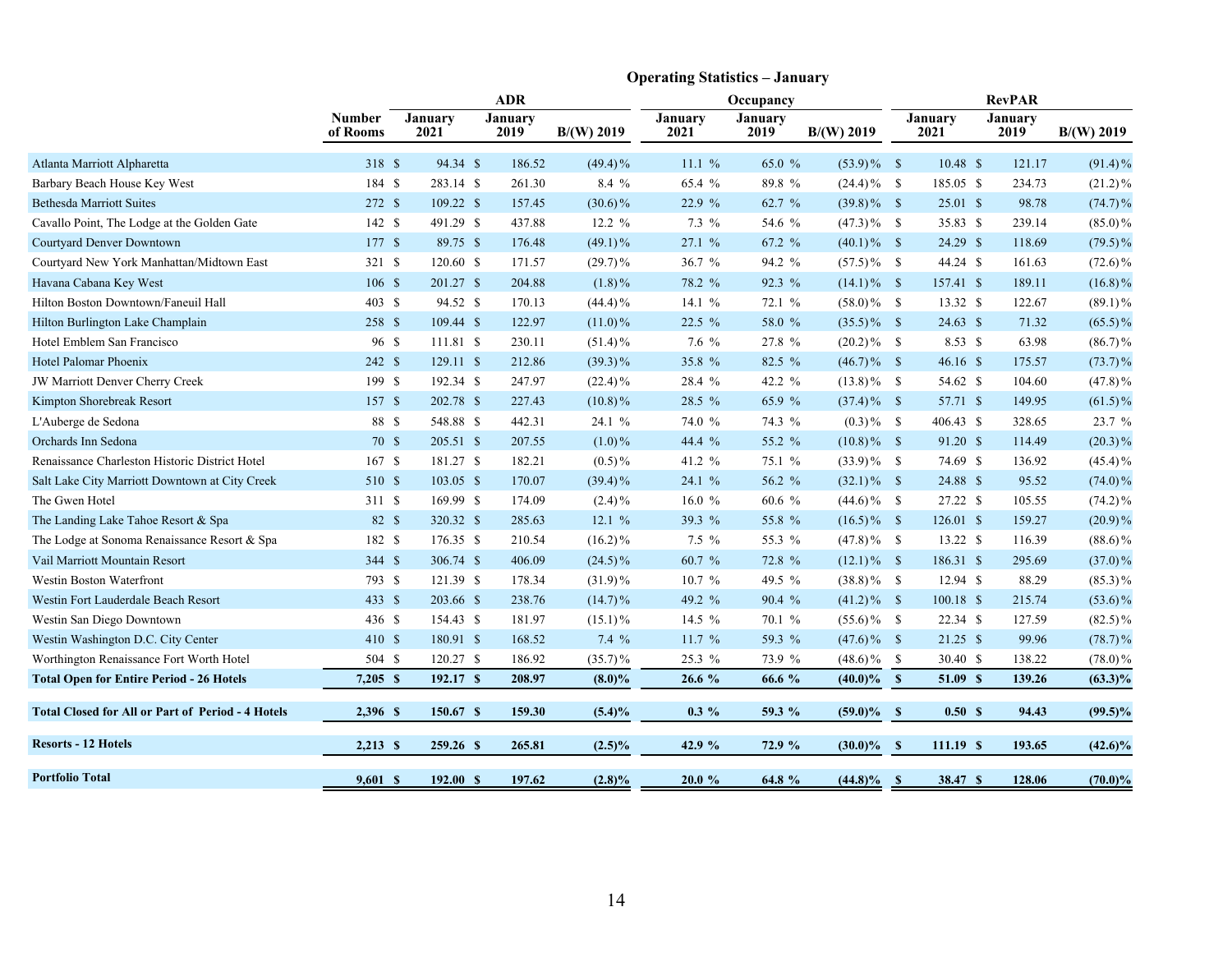## Operating Statistics – January

| | Number of Rooms | ADR | | | Occupancy | | | RevPAR | | |
|---|---|---|---|---|---|---|---|---|---|---|
| | | January 2021 | January 2019 | B/(W) 2019 | January 2021 | January 2019 | B/(W) 2019 | January 2021 | January 2019 | B/(W) 2019 |
| Atlanta Marriott Alpharetta | 318 | $ 94.34 | $ 186.52 | (49.4)% | 11.1 % | 65.0 % | (53.9)% | $ 10.48 | $ 121.17 | (91.4)% |
| Barbary Beach House Key West | 184 | $ 283.14 | $ 261.30 | 8.4 % | 65.4 % | 89.8 % | (24.4)% | $ 185.05 | $ 234.73 | (21.2)% |
| Bethesda Marriott Suites | 272 | $ 109.22 | $ 157.45 | (30.6)% | 22.9 % | 62.7 % | (39.8)% | $ 25.01 | $ 98.78 | (74.7)% |
| Cavallo Point, The Lodge at the Golden Gate | 142 | $ 491.29 | $ 437.88 | 12.2 % | 7.3 % | 54.6 % | (47.3)% | $ 35.83 | $ 239.14 | (85.0)% |
| Courtyard Denver Downtown | 177 | $ 89.75 | $ 176.48 | (49.1)% | 27.1 % | 67.2 % | (40.1)% | $ 24.29 | $ 118.69 | (79.5)% |
| Courtyard New York Manhattan/Midtown East | 321 | $ 120.60 | $ 171.57 | (29.7)% | 36.7 % | 94.2 % | (57.5)% | $ 44.24 | $ 161.63 | (72.6)% |
| Havana Cabana Key West | 106 | $ 201.27 | $ 204.88 | (1.8)% | 78.2 % | 92.3 % | (14.1)% | $ 157.41 | $ 189.11 | (16.8)% |
| Hilton Boston Downtown/Faneuil Hall | 403 | $ 94.52 | $ 170.13 | (44.4)% | 14.1 % | 72.1 % | (58.0)% | $ 13.32 | $ 122.67 | (89.1)% |
| Hilton Burlington Lake Champlain | 258 | $ 109.44 | $ 122.97 | (11.0)% | 22.5 % | 58.0 % | (35.5)% | $ 24.63 | $ 71.32 | (65.5)% |
| Hotel Emblem San Francisco | 96 | $ 111.81 | $ 230.11 | (51.4)% | 7.6 % | 27.8 % | (20.2)% | $ 8.53 | $ 63.98 | (86.7)% |
| Hotel Palomar Phoenix | 242 | $ 129.11 | $ 212.86 | (39.3)% | 35.8 % | 82.5 % | (46.7)% | $ 46.16 | $ 175.57 | (73.7)% |
| JW Marriott Denver Cherry Creek | 199 | $ 192.34 | $ 247.97 | (22.4)% | 28.4 % | 42.2 % | (13.8)% | $ 54.62 | $ 104.60 | (47.8)% |
| Kimpton Shorebreak Resort | 157 | $ 202.78 | $ 227.43 | (10.8)% | 28.5 % | 65.9 % | (37.4)% | $ 57.71 | $ 149.95 | (61.5)% |
| L'Auberge de Sedona | 88 | $ 548.88 | $ 442.31 | 24.1 % | 74.0 % | 74.3 % | (0.3)% | $ 406.43 | $ 328.65 | 23.7 % |
| Orchards Inn Sedona | 70 | $ 205.51 | $ 207.55 | (1.0)% | 44.4 % | 55.2 % | (10.8)% | $ 91.20 | $ 114.49 | (20.3)% |
| Renaissance Charleston Historic District Hotel | 167 | $ 181.27 | $ 182.21 | (0.5)% | 41.2 % | 75.1 % | (33.9)% | $ 74.69 | $ 136.92 | (45.4)% |
| Salt Lake City Marriott Downtown at City Creek | 510 | $ 103.05 | $ 170.07 | (39.4)% | 24.1 % | 56.2 % | (32.1)% | $ 24.88 | $ 95.52 | (74.0)% |
| The Gwen Hotel | 311 | $ 169.99 | $ 174.09 | (2.4)% | 16.0 % | 60.6 % | (44.6)% | $ 27.22 | $ 105.55 | (74.2)% |
| The Landing Lake Tahoe Resort & Spa | 82 | $ 320.32 | $ 285.63 | 12.1 % | 39.3 % | 55.8 % | (16.5)% | $ 126.01 | $ 159.27 | (20.9)% |
| The Lodge at Sonoma Renaissance Resort & Spa | 182 | $ 176.35 | $ 210.54 | (16.2)% | 7.5 % | 55.3 % | (47.8)% | $ 13.22 | $ 116.39 | (88.6)% |
| Vail Marriott Mountain Resort | 344 | $ 306.74 | $ 406.09 | (24.5)% | 60.7 % | 72.8 % | (12.1)% | $ 186.31 | $ 295.69 | (37.0)% |
| Westin Boston Waterfront | 793 | $ 121.39 | $ 178.34 | (31.9)% | 10.7 % | 49.5 % | (38.8)% | $ 12.94 | $ 88.29 | (85.3)% |
| Westin Fort Lauderdale Beach Resort | 433 | $ 203.66 | $ 238.76 | (14.7)% | 49.2 % | 90.4 % | (41.2)% | $ 100.18 | $ 215.74 | (53.6)% |
| Westin San Diego Downtown | 436 | $ 154.43 | $ 181.97 | (15.1)% | 14.5 % | 70.1 % | (55.6)% | $ 22.34 | $ 127.59 | (82.5)% |
| Westin Washington D.C. City Center | 410 | $ 180.91 | $ 168.52 | 7.4 % | 11.7 % | 59.3 % | (47.6)% | $ 21.25 | $ 99.96 | (78.7)% |
| Worthington Renaissance Fort Worth Hotel | 504 | $ 120.27 | $ 186.92 | (35.7)% | 25.3 % | 73.9 % | (48.6)% | $ 30.40 | $ 138.22 | (78.0)% |
| **Total Open for Entire Period - 26 Hotels** | **7,205** | **$ 192.17** | **$ 208.97** | **(8.0)%** | **26.6 %** | **66.6 %** | **(40.0)%** | **$ 51.09** | **$ 139.26** | **(63.3)%** |
| **Total Closed for All or Part of Period - 4 Hotels** | **2,396** | **$ 150.67** | **$ 159.30** | **(5.4)%** | **0.3 %** | **59.3 %** | **(59.0)%** | **$ 0.50** | **$ 94.43** | **(99.5)%** |
| **Resorts - 12 Hotels** | **2,213** | **$ 259.26** | **$ 265.81** | **(2.5)%** | **42.9 %** | **72.9 %** | **(30.0)%** | **$ 111.19** | **$ 193.65** | **(42.6)%** |
| **Portfolio Total** | **9,601** | **$ 192.00** | **$ 197.62** | **(2.8)%** | **20.0 %** | **64.8 %** | **(44.8)%** | **$ 38.47** | **$ 128.06** | **(70.0)%** |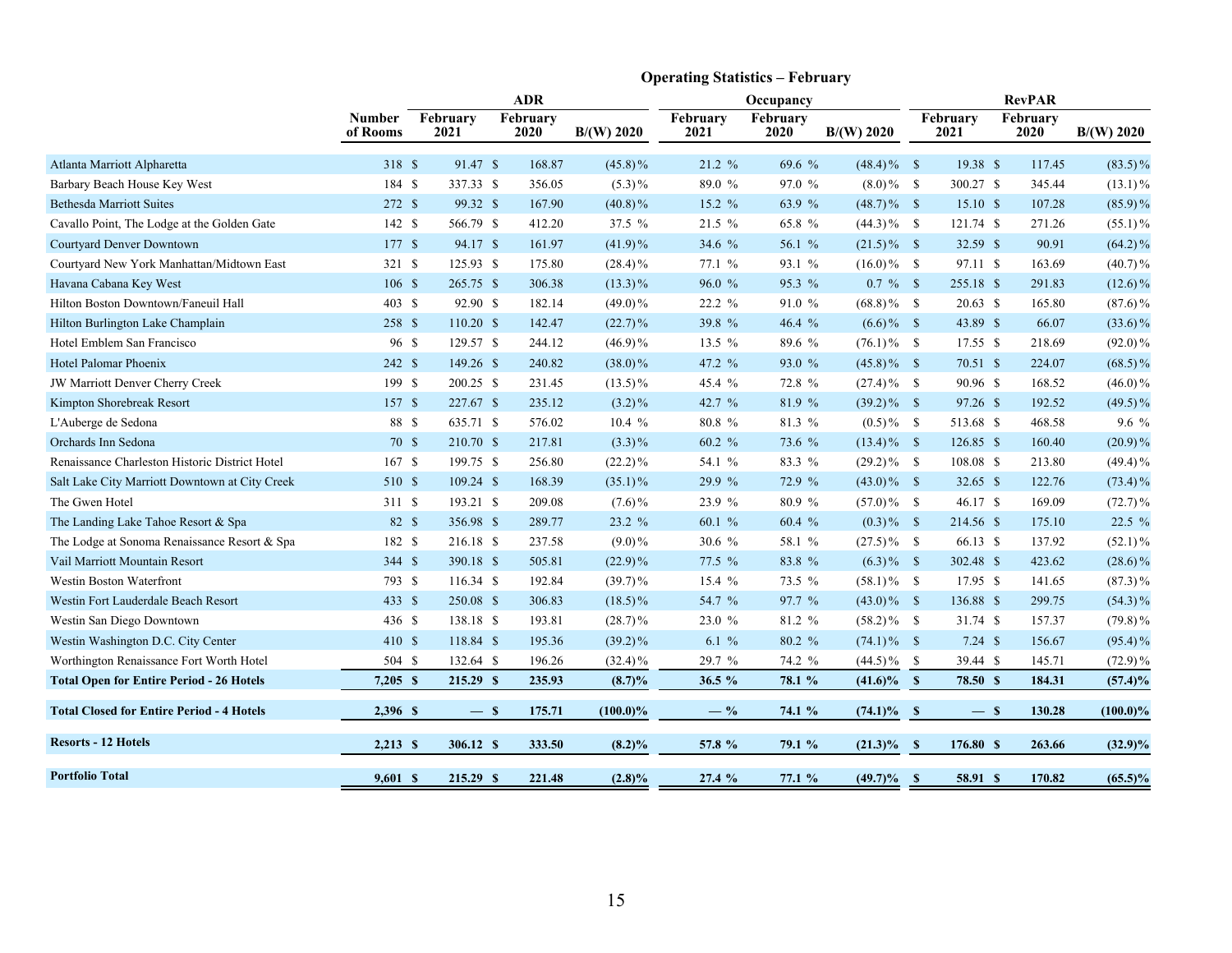## Operating Statistics – February

| | Number of Rooms | ADR | | | Occupancy | | | RevPAR | | |
|---|---|---|---|---|---|---|---|---|---|---|
| | | February 2021 | February 2020 | B/(W) 2020 | February 2021 | February 2020 | B/(W) 2020 | February 2021 | February 2020 | B/(W) 2020 |
| Atlanta Marriott Alpharetta | 318 | $ 91.47 | $ 168.87 | (45.8)% | 21.2 % | 69.6 % | (48.4)% | $ 19.38 | $ 117.45 | (83.5)% |
| Barbary Beach House Key West | 184 | $ 337.33 | $ 356.05 | (5.3)% | 89.0 % | 97.0 % | (8.0)% | $ 300.27 | $ 345.44 | (13.1)% |
| Bethesda Marriott Suites | 272 | $ 99.32 | $ 167.90 | (40.8)% | 15.2 % | 63.9 % | (48.7)% | $ 15.10 | $ 107.28 | (85.9)% |
| Cavallo Point, The Lodge at the Golden Gate | 142 | $ 566.79 | $ 412.20 | 37.5 % | 21.5 % | 65.8 % | (44.3)% | $ 121.74 | $ 271.26 | (55.1)% |
| Courtyard Denver Downtown | 177 | $ 94.17 | $ 161.97 | (41.9)% | 34.6 % | 56.1 % | (21.5)% | $ 32.59 | $ 90.91 | (64.2)% |
| Courtyard New York Manhattan/Midtown East | 321 | $ 125.93 | $ 175.80 | (28.4)% | 77.1 % | 93.1 % | (16.0)% | $ 97.11 | $ 163.69 | (40.7)% |
| Havana Cabana Key West | 106 | $ 265.75 | $ 306.38 | (13.3)% | 96.0 % | 95.3 % | 0.7 % | $ 255.18 | $ 291.83 | (12.6)% |
| Hilton Boston Downtown/Faneuil Hall | 403 | $ 92.90 | $ 182.14 | (49.0)% | 22.2 % | 91.0 % | (68.8)% | $ 20.63 | $ 165.80 | (87.6)% |
| Hilton Burlington Lake Champlain | 258 | $ 110.20 | $ 142.47 | (22.7)% | 39.8 % | 46.4 % | (6.6)% | $ 43.89 | $ 66.07 | (33.6)% |
| Hotel Emblem San Francisco | 96 | $ 129.57 | $ 244.12 | (46.9)% | 13.5 % | 89.6 % | (76.1)% | $ 17.55 | $ 218.69 | (92.0)% |
| Hotel Palomar Phoenix | 242 | $ 149.26 | $ 240.82 | (38.0)% | 47.2 % | 93.0 % | (45.8)% | $ 70.51 | $ 224.07 | (68.5)% |
| JW Marriott Denver Cherry Creek | 199 | $ 200.25 | $ 231.45 | (13.5)% | 45.4 % | 72.8 % | (27.4)% | $ 90.96 | $ 168.52 | (46.0)% |
| Kimpton Shorebreak Resort | 157 | $ 227.67 | $ 235.12 | (3.2)% | 42.7 % | 81.9 % | (39.2)% | $ 97.26 | $ 192.52 | (49.5)% |
| L'Auberge de Sedona | 88 | $ 635.71 | $ 576.02 | 10.4 % | 80.8 % | 81.3 % | (0.5)% | $ 513.68 | $ 468.58 | 9.6 % |
| Orchards Inn Sedona | 70 | $ 210.70 | $ 217.81 | (3.3)% | 60.2 % | 73.6 % | (13.4)% | $ 126.85 | $ 160.40 | (20.9)% |
| Renaissance Charleston Historic District Hotel | 167 | $ 199.75 | $ 256.80 | (22.2)% | 54.1 % | 83.3 % | (29.2)% | $ 108.08 | $ 213.80 | (49.4)% |
| Salt Lake City Marriott Downtown at City Creek | 510 | $ 109.24 | $ 168.39 | (35.1)% | 29.9 % | 72.9 % | (43.0)% | $ 32.65 | $ 122.76 | (73.4)% |
| The Gwen Hotel | 311 | $ 193.21 | $ 209.08 | (7.6)% | 23.9 % | 80.9 % | (57.0)% | $ 46.17 | $ 169.09 | (72.7)% |
| The Landing Lake Tahoe Resort & Spa | 82 | $ 356.98 | $ 289.77 | 23.2 % | 60.1 % | 60.4 % | (0.3)% | $ 214.56 | $ 175.10 | 22.5 % |
| The Lodge at Sonoma Renaissance Resort & Spa | 182 | $ 216.18 | $ 237.58 | (9.0)% | 30.6 % | 58.1 % | (27.5)% | $ 66.13 | $ 137.92 | (52.1)% |
| Vail Marriott Mountain Resort | 344 | $ 390.18 | $ 505.81 | (22.9)% | 77.5 % | 83.8 % | (6.3)% | $ 302.48 | $ 423.62 | (28.6)% |
| Westin Boston Waterfront | 793 | $ 116.34 | $ 192.84 | (39.7)% | 15.4 % | 73.5 % | (58.1)% | $ 17.95 | $ 141.65 | (87.3)% |
| Westin Fort Lauderdale Beach Resort | 433 | $ 250.08 | $ 306.83 | (18.5)% | 54.7 % | 97.7 % | (43.0)% | $ 136.88 | $ 299.75 | (54.3)% |
| Westin San Diego Downtown | 436 | $ 138.18 | $ 193.81 | (28.7)% | 23.0 % | 81.2 % | (58.2)% | $ 31.74 | $ 157.37 | (79.8)% |
| Westin Washington D.C. City Center | 410 | $ 118.84 | $ 195.36 | (39.2)% | 6.1 % | 80.2 % | (74.1)% | $ 7.24 | $ 156.67 | (95.4)% |
| Worthington Renaissance Fort Worth Hotel | 504 | $ 132.64 | $ 196.26 | (32.4)% | 29.7 % | 74.2 % | (44.5)% | $ 39.44 | $ 145.71 | (72.9)% |
| **Total Open for Entire Period - 26 Hotels** | **7,205** | **$ 215.29** | **$ 235.93** | **(8.7)%** | **36.5 %** | **78.1 %** | **(41.6)%** | **$ 78.50** | **$ 184.31** | **(57.4)%** |
| **Total Closed for Entire Period - 4 Hotels** | **2,396** | **$ —** | **$ 175.71** | **(100.0)%** | **— %** | **74.1 %** | **(74.1)%** | **$ —** | **$ 130.28** | **(100.0)%** |
| **Resorts - 12 Hotels** | **2,213** | **$ 306.12** | **$ 333.50** | **(8.2)%** | **57.8 %** | **79.1 %** | **(21.3)%** | **$ 176.80** | **$ 263.66** | **(32.9)%** |
| **Portfolio Total** | **9,601** | **$ 215.29** | **$ 221.48** | **(2.8)%** | **27.4 %** | **77.1 %** | **(49.7)%** | **$ 58.91** | **$ 170.82** | **(65.5)%** |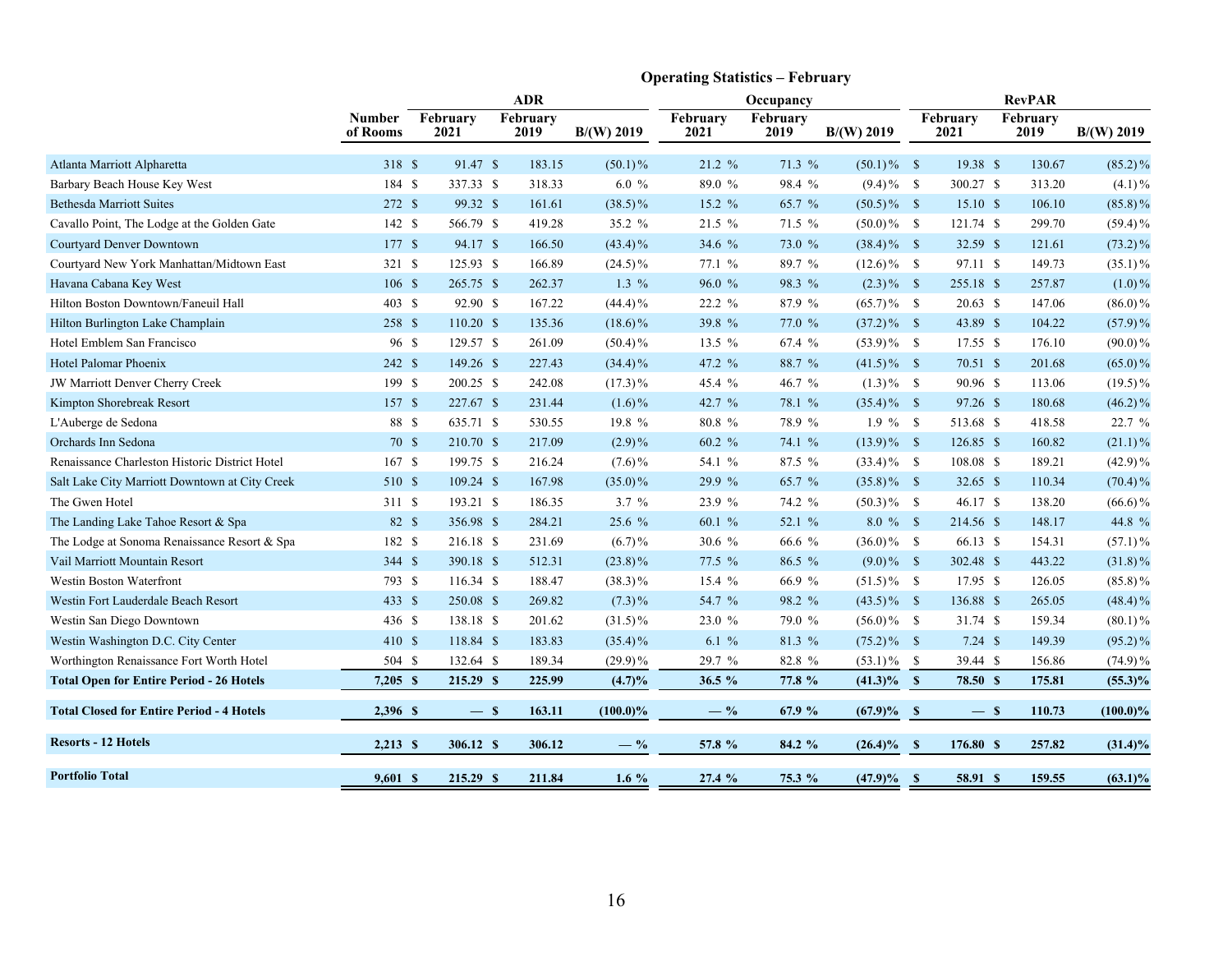## Operating Statistics – February

| | Number of Rooms | ADR | | | Occupancy | | | RevPAR | | |
|---|---|---|---|---|---|---|---|---|---|---|
| | | February 2021 | February 2019 | B/(W) 2019 | February 2021 | February 2019 | B/(W) 2019 | February 2021 | February 2019 | B/(W) 2019 |
| Atlanta Marriott Alpharetta | 318 | $ 91.47 | $ 183.15 | (50.1)% | 21.2 % | 71.3 % | (50.1)% | $ 19.38 | $ 130.67 | (85.2)% |
| Barbary Beach House Key West | 184 | $ 337.33 | $ 318.33 | 6.0 % | 89.0 % | 98.4 % | (9.4)% | $ 300.27 | $ 313.20 | (4.1)% |
| Bethesda Marriott Suites | 272 | $ 99.32 | $ 161.61 | (38.5)% | 15.2 % | 65.7 % | (50.5)% | $ 15.10 | $ 106.10 | (85.8)% |
| Cavallo Point, The Lodge at the Golden Gate | 142 | $ 566.79 | $ 419.28 | 35.2 % | 21.5 % | 71.5 % | (50.0)% | $ 121.74 | $ 299.70 | (59.4)% |
| Courtyard Denver Downtown | 177 | $ 94.17 | $ 166.50 | (43.4)% | 34.6 % | 73.0 % | (38.4)% | $ 32.59 | $ 121.61 | (73.2)% |
| Courtyard New York Manhattan/Midtown East | 321 | $ 125.93 | $ 166.89 | (24.5)% | 77.1 % | 89.7 % | (12.6)% | $ 97.11 | $ 149.73 | (35.1)% |
| Havana Cabana Key West | 106 | $ 265.75 | $ 262.37 | 1.3 % | 96.0 % | 98.3 % | (2.3)% | $ 255.18 | $ 257.87 | (1.0)% |
| Hilton Boston Downtown/Faneuil Hall | 403 | $ 92.90 | $ 167.22 | (44.4)% | 22.2 % | 87.9 % | (65.7)% | $ 20.63 | $ 147.06 | (86.0)% |
| Hilton Burlington Lake Champlain | 258 | $ 110.20 | $ 135.36 | (18.6)% | 39.8 % | 77.0 % | (37.2)% | $ 43.89 | $ 104.22 | (57.9)% |
| Hotel Emblem San Francisco | 96 | $ 129.57 | $ 261.09 | (50.4)% | 13.5 % | 67.4 % | (53.9)% | $ 17.55 | $ 176.10 | (90.0)% |
| Hotel Palomar Phoenix | 242 | $ 149.26 | $ 227.43 | (34.4)% | 47.2 % | 88.7 % | (41.5)% | $ 70.51 | $ 201.68 | (65.0)% |
| JW Marriott Denver Cherry Creek | 199 | $ 200.25 | $ 242.08 | (17.3)% | 45.4 % | 46.7 % | (1.3)% | $ 90.96 | $ 113.06 | (19.5)% |
| Kimpton Shorebreak Resort | 157 | $ 227.67 | $ 231.44 | (1.6)% | 42.7 % | 78.1 % | (35.4)% | $ 97.26 | $ 180.68 | (46.2)% |
| L'Auberge de Sedona | 88 | $ 635.71 | $ 530.55 | 19.8 % | 80.8 % | 78.9 % | 1.9 % | $ 513.68 | $ 418.58 | 22.7 % |
| Orchards Inn Sedona | 70 | $ 210.70 | $ 217.09 | (2.9)% | 60.2 % | 74.1 % | (13.9)% | $ 126.85 | $ 160.82 | (21.1)% |
| Renaissance Charleston Historic District Hotel | 167 | $ 199.75 | $ 216.24 | (7.6)% | 54.1 % | 87.5 % | (33.4)% | $ 108.08 | $ 189.21 | (42.9)% |
| Salt Lake City Marriott Downtown at City Creek | 510 | $ 109.24 | $ 167.98 | (35.0)% | 29.9 % | 65.7 % | (35.8)% | $ 32.65 | $ 110.34 | (70.4)% |
| The Gwen Hotel | 311 | $ 193.21 | $ 186.35 | 3.7 % | 23.9 % | 74.2 % | (50.3)% | $ 46.17 | $ 138.20 | (66.6)% |
| The Landing Lake Tahoe Resort & Spa | 82 | $ 356.98 | $ 284.21 | 25.6 % | 60.1 % | 52.1 % | 8.0 % | $ 214.56 | $ 148.17 | 44.8 % |
| The Lodge at Sonoma Renaissance Resort & Spa | 182 | $ 216.18 | $ 231.69 | (6.7)% | 30.6 % | 66.6 % | (36.0)% | $ 66.13 | $ 154.31 | (57.1)% |
| Vail Marriott Mountain Resort | 344 | $ 390.18 | $ 512.31 | (23.8)% | 77.5 % | 86.5 % | (9.0)% | $ 302.48 | $ 443.22 | (31.8)% |
| Westin Boston Waterfront | 793 | $ 116.34 | $ 188.47 | (38.3)% | 15.4 % | 66.9 % | (51.5)% | $ 17.95 | $ 126.05 | (85.8)% |
| Westin Fort Lauderdale Beach Resort | 433 | $ 250.08 | $ 269.82 | (7.3)% | 54.7 % | 98.2 % | (43.5)% | $ 136.88 | $ 265.05 | (48.4)% |
| Westin San Diego Downtown | 436 | $ 138.18 | $ 201.62 | (31.5)% | 23.0 % | 79.0 % | (56.0)% | $ 31.74 | $ 159.34 | (80.1)% |
| Westin Washington D.C. City Center | 410 | $ 118.84 | $ 183.83 | (35.4)% | 6.1 % | 81.3 % | (75.2)% | $ 7.24 | $ 149.39 | (95.2)% |
| Worthington Renaissance Fort Worth Hotel | 504 | $ 132.64 | $ 189.34 | (29.9)% | 29.7 % | 82.8 % | (53.1)% | $ 39.44 | $ 156.86 | (74.9)% |
| **Total Open for Entire Period - 26 Hotels** | **7,205** | **$ 215.29** | **$ 225.99** | **(4.7)%** | **36.5 %** | **77.8 %** | **(41.3)%** | **$ 78.50** | **$ 175.81** | **(55.3)%** |
| **Total Closed for Entire Period - 4 Hotels** | **2,396** | **$ —** | **$ 163.11** | **(100.0)%** | **— %** | **67.9 %** | **(67.9)%** | **$ —** | **$ 110.73** | **(100.0)%** |
| **Resorts - 12 Hotels** | **2,213** | **$ 306.12** | **$ 306.12** | **— %** | **57.8 %** | **84.2 %** | **(26.4)%** | **$ 176.80** | **$ 257.82** | **(31.4)%** |
| **Portfolio Total** | **9,601** | **$ 215.29** | **$ 211.84** | **1.6 %** | **27.4 %** | **75.3 %** | **(47.9)%** | **$ 58.91** | **$ 159.55** | **(63.1)%** |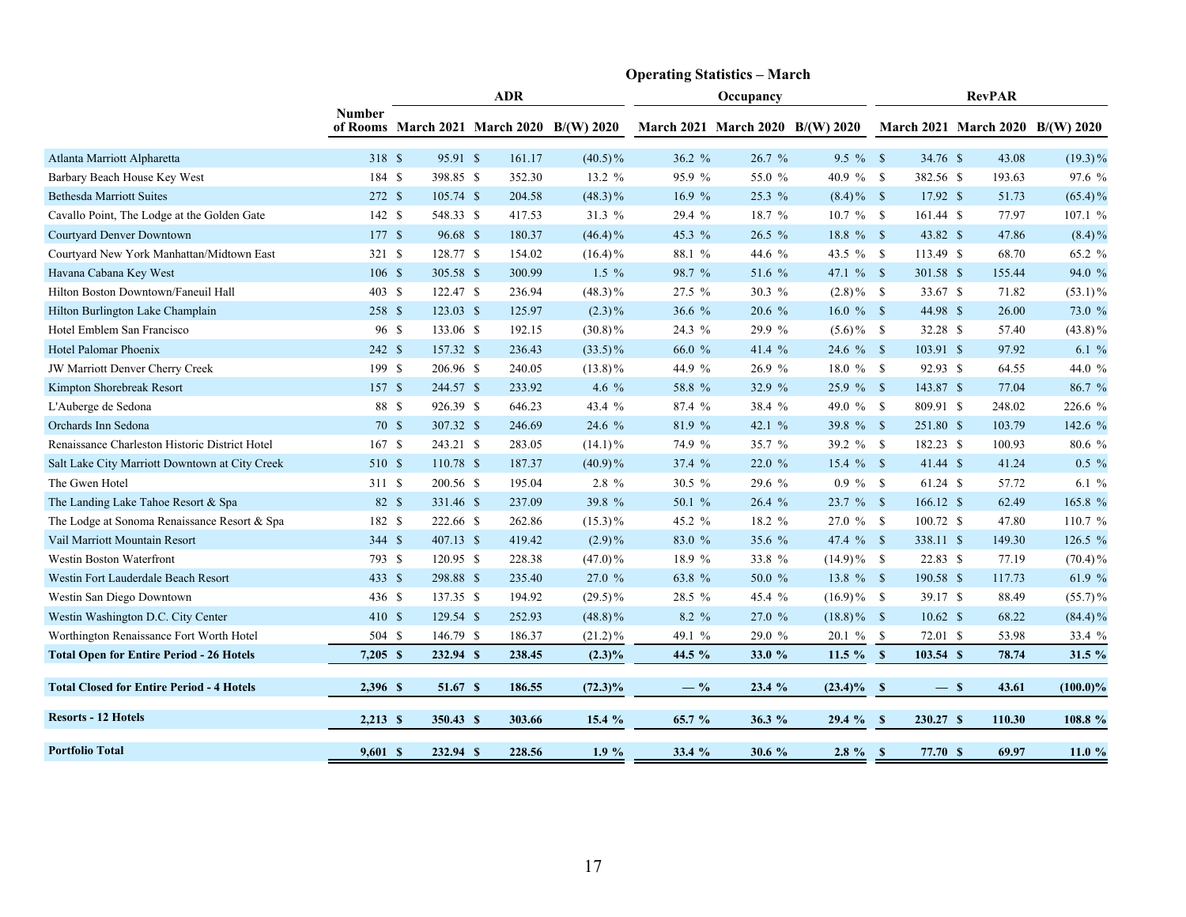## Operating Statistics – March

| | Number of Rooms | ADR March 2021 | ADR March 2020 | ADR B/(W) 2020 | Occupancy March 2021 | Occupancy March 2020 | Occupancy B/(W) 2020 | RevPAR March 2021 | RevPAR March 2020 | RevPAR B/(W) 2020 |
|---|---|---|---|---|---|---|---|---|---|---|
| Atlanta Marriott Alpharetta | 318 | $ 95.91 | $ 161.17 | (40.5)% | 36.2 % | 26.7 % | 9.5 % | $ 34.76 | $ 43.08 | (19.3)% |
| Barbary Beach House Key West | 184 | $ 398.85 | $ 352.30 | 13.2 % | 95.9 % | 55.0 % | 40.9 % | $ 382.56 | $ 193.63 | 97.6 % |
| Bethesda Marriott Suites | 272 | $ 105.74 | $ 204.58 | (48.3)% | 16.9 % | 25.3 % | (8.4)% | $ 17.92 | $ 51.73 | (65.4)% |
| Cavallo Point, The Lodge at the Golden Gate | 142 | $ 548.33 | $ 417.53 | 31.3 % | 29.4 % | 18.7 % | 10.7 % | $ 161.44 | $ 77.97 | 107.1 % |
| Courtyard Denver Downtown | 177 | $ 96.68 | $ 180.37 | (46.4)% | 45.3 % | 26.5 % | 18.8 % | $ 43.82 | $ 47.86 | (8.4)% |
| Courtyard New York Manhattan/Midtown East | 321 | $ 128.77 | $ 154.02 | (16.4)% | 88.1 % | 44.6 % | 43.5 % | $ 113.49 | $ 68.70 | 65.2 % |
| Havana Cabana Key West | 106 | $ 305.58 | $ 300.99 | 1.5 % | 98.7 % | 51.6 % | 47.1 % | $ 301.58 | $ 155.44 | 94.0 % |
| Hilton Boston Downtown/Faneuil Hall | 403 | $ 122.47 | $ 236.94 | (48.3)% | 27.5 % | 30.3 % | (2.8)% | $ 33.67 | $ 71.82 | (53.1)% |
| Hilton Burlington Lake Champlain | 258 | $ 123.03 | $ 125.97 | (2.3)% | 36.6 % | 20.6 % | 16.0 % | $ 44.98 | $ 26.00 | 73.0 % |
| Hotel Emblem San Francisco | 96 | $ 133.06 | $ 192.15 | (30.8)% | 24.3 % | 29.9 % | (5.6)% | $ 32.28 | $ 57.40 | (43.8)% |
| Hotel Palomar Phoenix | 242 | $ 157.32 | $ 236.43 | (33.5)% | 66.0 % | 41.4 % | 24.6 % | $ 103.91 | $ 97.92 | 6.1 % |
| JW Marriott Denver Cherry Creek | 199 | $ 206.96 | $ 240.05 | (13.8)% | 44.9 % | 26.9 % | 18.0 % | $ 92.93 | $ 64.55 | 44.0 % |
| Kimpton Shorebreak Resort | 157 | $ 244.57 | $ 233.92 | 4.6 % | 58.8 % | 32.9 % | 25.9 % | $ 143.87 | $ 77.04 | 86.7 % |
| L'Auberge de Sedona | 88 | $ 926.39 | $ 646.23 | 43.4 % | 87.4 % | 38.4 % | 49.0 % | $ 809.91 | $ 248.02 | 226.6 % |
| Orchards Inn Sedona | 70 | $ 307.32 | $ 246.69 | 24.6 % | 81.9 % | 42.1 % | 39.8 % | $ 251.80 | $ 103.79 | 142.6 % |
| Renaissance Charleston Historic District Hotel | 167 | $ 243.21 | $ 283.05 | (14.1)% | 74.9 % | 35.7 % | 39.2 % | $ 182.23 | $ 100.93 | 80.6 % |
| Salt Lake City Marriott Downtown at City Creek | 510 | $ 110.78 | $ 187.37 | (40.9)% | 37.4 % | 22.0 % | 15.4 % | $ 41.44 | $ 41.24 | 0.5 % |
| The Gwen Hotel | 311 | $ 200.56 | $ 195.04 | 2.8 % | 30.5 % | 29.6 % | 0.9 % | $ 61.24 | $ 57.72 | 6.1 % |
| The Landing Lake Tahoe Resort & Spa | 82 | $ 331.46 | $ 237.09 | 39.8 % | 50.1 % | 26.4 % | 23.7 % | $ 166.12 | $ 62.49 | 165.8 % |
| The Lodge at Sonoma Renaissance Resort & Spa | 182 | $ 222.66 | $ 262.86 | (15.3)% | 45.2 % | 18.2 % | 27.0 % | $ 100.72 | $ 47.80 | 110.7 % |
| Vail Marriott Mountain Resort | 344 | $ 407.13 | $ 419.42 | (2.9)% | 83.0 % | 35.6 % | 47.4 % | $ 338.11 | $ 149.30 | 126.5 % |
| Westin Boston Waterfront | 793 | $ 120.95 | $ 228.38 | (47.0)% | 18.9 % | 33.8 % | (14.9)% | $ 22.83 | $ 77.19 | (70.4)% |
| Westin Fort Lauderdale Beach Resort | 433 | $ 298.88 | $ 235.40 | 27.0 % | 63.8 % | 50.0 % | 13.8 % | $ 190.58 | $ 117.73 | 61.9 % |
| Westin San Diego Downtown | 436 | $ 137.35 | $ 194.92 | (29.5)% | 28.5 % | 45.4 % | (16.9)% | $ 39.17 | $ 88.49 | (55.7)% |
| Westin Washington D.C. City Center | 410 | $ 129.54 | $ 252.93 | (48.8)% | 8.2 % | 27.0 % | (18.8)% | $ 10.62 | $ 68.22 | (84.4)% |
| Worthington Renaissance Fort Worth Hotel | 504 | $ 146.79 | $ 186.37 | (21.2)% | 49.1 % | 29.0 % | 20.1 % | $ 72.01 | $ 53.98 | 33.4 % |
| **Total Open for Entire Period - 26 Hotels** | **7,205** | **$ 232.94** | **$ 238.45** | **(2.3)%** | **44.5 %** | **33.0 %** | **11.5 %** | **$ 103.54** | **$ 78.74** | **31.5 %** |
| **Total Closed for Entire Period - 4 Hotels** | **2,396** | **$ 51.67** | **$ 186.55** | **(72.3)%** | **— %** | **23.4 %** | **(23.4)%** | **$ —** | **$ 43.61** | **(100.0)%** |
| **Resorts - 12 Hotels** | **2,213** | **$ 350.43** | **$ 303.66** | **15.4 %** | **65.7 %** | **36.3 %** | **29.4 %** | **$ 230.27** | **$ 110.30** | **108.8 %** |
| **Portfolio Total** | **9,601** | **$ 232.94** | **$ 228.56** | **1.9 %** | **33.4 %** | **30.6 %** | **2.8 %** | **$ 77.70** | **$ 69.97** | **11.0 %** |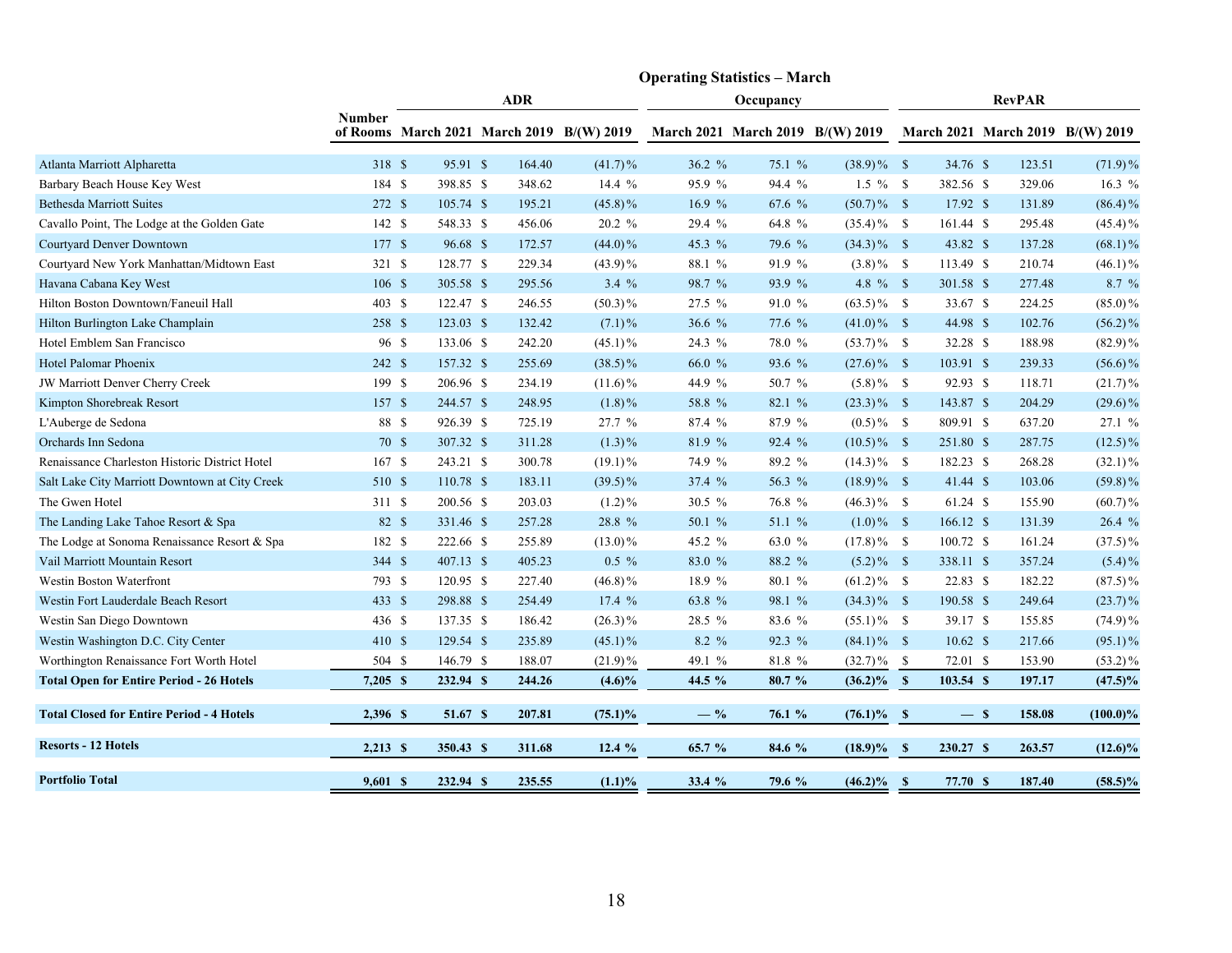## Operating Statistics – March

| | Number of Rooms | ADR | | | Occupancy | | | RevPAR | | |
|---|---|---|---|---|---|---|---|---|---|---|
| | | March 2021 | March 2019 | B/(W) 2019 | March 2021 | March 2019 | B/(W) 2019 | March 2021 | March 2019 | B/(W) 2019 |
| Atlanta Marriott Alpharetta | 318 | $ 95.91 | $ 164.40 | (41.7)% | 36.2 % | 75.1 % | (38.9)% | $ 34.76 | $ 123.51 | (71.9)% |
| Barbary Beach House Key West | 184 | $ 398.85 | $ 348.62 | 14.4 % | 95.9 % | 94.4 % | 1.5 % | $ 382.56 | $ 329.06 | 16.3 % |
| Bethesda Marriott Suites | 272 | $ 105.74 | $ 195.21 | (45.8)% | 16.9 % | 67.6 % | (50.7)% | $ 17.92 | $ 131.89 | (86.4)% |
| Cavallo Point, The Lodge at the Golden Gate | 142 | $ 548.33 | $ 456.06 | 20.2 % | 29.4 % | 64.8 % | (35.4)% | $ 161.44 | $ 295.48 | (45.4)% |
| Courtyard Denver Downtown | 177 | $ 96.68 | $ 172.57 | (44.0)% | 45.3 % | 79.6 % | (34.3)% | $ 43.82 | $ 137.28 | (68.1)% |
| Courtyard New York Manhattan/Midtown East | 321 | $ 128.77 | $ 229.34 | (43.9)% | 88.1 % | 91.9 % | (3.8)% | $ 113.49 | $ 210.74 | (46.1)% |
| Havana Cabana Key West | 106 | $ 305.58 | $ 295.56 | 3.4 % | 98.7 % | 93.9 % | 4.8 % | $ 301.58 | $ 277.48 | 8.7 % |
| Hilton Boston Downtown/Faneuil Hall | 403 | $ 122.47 | $ 246.55 | (50.3)% | 27.5 % | 91.0 % | (63.5)% | $ 33.67 | $ 224.25 | (85.0)% |
| Hilton Burlington Lake Champlain | 258 | $ 123.03 | $ 132.42 | (7.1)% | 36.6 % | 77.6 % | (41.0)% | $ 44.98 | $ 102.76 | (56.2)% |
| Hotel Emblem San Francisco | 96 | $ 133.06 | $ 242.20 | (45.1)% | 24.3 % | 78.0 % | (53.7)% | $ 32.28 | $ 188.98 | (82.9)% |
| Hotel Palomar Phoenix | 242 | $ 157.32 | $ 255.69 | (38.5)% | 66.0 % | 93.6 % | (27.6)% | $ 103.91 | $ 239.33 | (56.6)% |
| JW Marriott Denver Cherry Creek | 199 | $ 206.96 | $ 234.19 | (11.6)% | 44.9 % | 50.7 % | (5.8)% | $ 92.93 | $ 118.71 | (21.7)% |
| Kimpton Shorebreak Resort | 157 | $ 244.57 | $ 248.95 | (1.8)% | 58.8 % | 82.1 % | (23.3)% | $ 143.87 | $ 204.29 | (29.6)% |
| L'Auberge de Sedona | 88 | $ 926.39 | $ 725.19 | 27.7 % | 87.4 % | 87.9 % | (0.5)% | $ 809.91 | $ 637.20 | 27.1 % |
| Orchards Inn Sedona | 70 | $ 307.32 | $ 311.28 | (1.3)% | 81.9 % | 92.4 % | (10.5)% | $ 251.80 | $ 287.75 | (12.5)% |
| Renaissance Charleston Historic District Hotel | 167 | $ 243.21 | $ 300.78 | (19.1)% | 74.9 % | 89.2 % | (14.3)% | $ 182.23 | $ 268.28 | (32.1)% |
| Salt Lake City Marriott Downtown at City Creek | 510 | $ 110.78 | $ 183.11 | (39.5)% | 37.4 % | 56.3 % | (18.9)% | $ 41.44 | $ 103.06 | (59.8)% |
| The Gwen Hotel | 311 | $ 200.56 | $ 203.03 | (1.2)% | 30.5 % | 76.8 % | (46.3)% | $ 61.24 | $ 155.90 | (60.7)% |
| The Landing Lake Tahoe Resort & Spa | 82 | $ 331.46 | $ 257.28 | 28.8 % | 50.1 % | 51.1 % | (1.0)% | $ 166.12 | $ 131.39 | 26.4 % |
| The Lodge at Sonoma Renaissance Resort & Spa | 182 | $ 222.66 | $ 255.89 | (13.0)% | 45.2 % | 63.0 % | (17.8)% | $ 100.72 | $ 161.24 | (37.5)% |
| Vail Marriott Mountain Resort | 344 | $ 407.13 | $ 405.23 | 0.5 % | 83.0 % | 88.2 % | (5.2)% | $ 338.11 | $ 357.24 | (5.4)% |
| Westin Boston Waterfront | 793 | $ 120.95 | $ 227.40 | (46.8)% | 18.9 % | 80.1 % | (61.2)% | $ 22.83 | $ 182.22 | (87.5)% |
| Westin Fort Lauderdale Beach Resort | 433 | $ 298.88 | $ 254.49 | 17.4 % | 63.8 % | 98.1 % | (34.3)% | $ 190.58 | $ 249.64 | (23.7)% |
| Westin San Diego Downtown | 436 | $ 137.35 | $ 186.42 | (26.3)% | 28.5 % | 83.6 % | (55.1)% | $ 39.17 | $ 155.85 | (74.9)% |
| Westin Washington D.C. City Center | 410 | $ 129.54 | $ 235.89 | (45.1)% | 8.2 % | 92.3 % | (84.1)% | $ 10.62 | $ 217.66 | (95.1)% |
| Worthington Renaissance Fort Worth Hotel | 504 | $ 146.79 | $ 188.07 | (21.9)% | 49.1 % | 81.8 % | (32.7)% | $ 72.01 | $ 153.90 | (53.2)% |
| **Total Open for Entire Period - 26 Hotels** | **7,205** | **$ 232.94** | **$ 244.26** | **(4.6)%** | **44.5 %** | **80.7 %** | **(36.2)%** | **$ 103.54** | **$ 197.17** | **(47.5)%** |
| **Total Closed for Entire Period - 4 Hotels** | **2,396** | **$ 51.67** | **$ 207.81** | **(75.1)%** | **— %** | **76.1 %** | **(76.1)%** | **$ —** | **$ 158.08** | **(100.0)%** |
| **Resorts - 12 Hotels** | **2,213** | **$ 350.43** | **$ 311.68** | **12.4 %** | **65.7 %** | **84.6 %** | **(18.9)%** | **$ 230.27** | **$ 263.57** | **(12.6)%** |
| **Portfolio Total** | **9,601** | **$ 232.94** | **$ 235.55** | **(1.1)%** | **33.4 %** | **79.6 %** | **(46.2)%** | **$ 77.70** | **$ 187.40** | **(58.5)%** |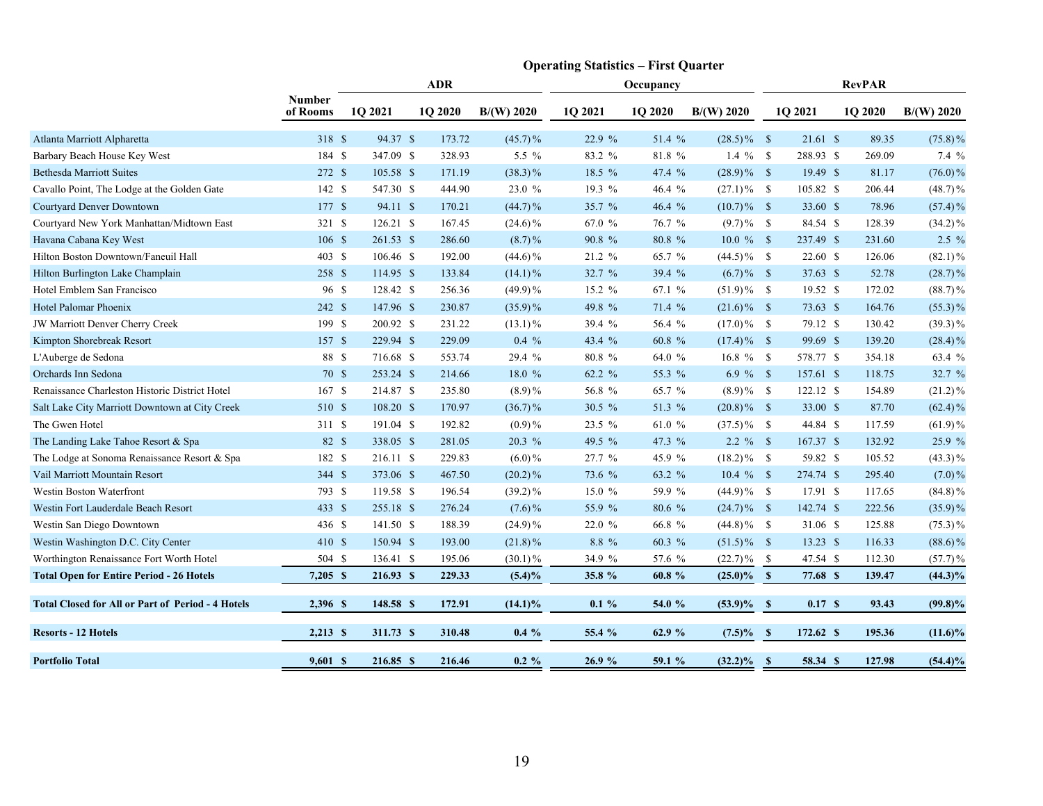## Operating Statistics – First Quarter

| | Number of Rooms | ADR | | | Occupancy | | | RevPAR | | |
|---|---|---|---|---|---|---|---|---|---|---|
| | | 1Q 2021 | 1Q 2020 | B/(W) 2020 | 1Q 2021 | 1Q 2020 | B/(W) 2020 | 1Q 2021 | 1Q 2020 | B/(W) 2020 |
| Atlanta Marriott Alpharetta | 318 | $ 94.37 | $ 173.72 | (45.7)% | 22.9 % | 51.4 % | (28.5)% | $ 21.61 | $ 89.35 | (75.8)% |
| Barbary Beach House Key West | 184 | $ 347.09 | $ 328.93 | 5.5 % | 83.2 % | 81.8 % | 1.4 % | $ 288.93 | $ 269.09 | 7.4 % |
| Bethesda Marriott Suites | 272 | $ 105.58 | $ 171.19 | (38.3)% | 18.5 % | 47.4 % | (28.9)% | $ 19.49 | $ 81.17 | (76.0)% |
| Cavallo Point, The Lodge at the Golden Gate | 142 | $ 547.30 | $ 444.90 | 23.0 % | 19.3 % | 46.4 % | (27.1)% | $ 105.82 | $ 206.44 | (48.7)% |
| Courtyard Denver Downtown | 177 | $ 94.11 | $ 170.21 | (44.7)% | 35.7 % | 46.4 % | (10.7)% | $ 33.60 | $ 78.96 | (57.4)% |
| Courtyard New York Manhattan/Midtown East | 321 | $ 126.21 | $ 167.45 | (24.6)% | 67.0 % | 76.7 % | (9.7)% | $ 84.54 | $ 128.39 | (34.2)% |
| Havana Cabana Key West | 106 | $ 261.53 | $ 286.60 | (8.7)% | 90.8 % | 80.8 % | 10.0 % | $ 237.49 | $ 231.60 | 2.5 % |
| Hilton Boston Downtown/Faneuil Hall | 403 | $ 106.46 | $ 192.00 | (44.6)% | 21.2 % | 65.7 % | (44.5)% | $ 22.60 | $ 126.06 | (82.1)% |
| Hilton Burlington Lake Champlain | 258 | $ 114.95 | $ 133.84 | (14.1)% | 32.7 % | 39.4 % | (6.7)% | $ 37.63 | $ 52.78 | (28.7)% |
| Hotel Emblem San Francisco | 96 | $ 128.42 | $ 256.36 | (49.9)% | 15.2 % | 67.1 % | (51.9)% | $ 19.52 | $ 172.02 | (88.7)% |
| Hotel Palomar Phoenix | 242 | $ 147.96 | $ 230.87 | (35.9)% | 49.8 % | 71.4 % | (21.6)% | $ 73.63 | $ 164.76 | (55.3)% |
| JW Marriott Denver Cherry Creek | 199 | $ 200.92 | $ 231.22 | (13.1)% | 39.4 % | 56.4 % | (17.0)% | $ 79.12 | $ 130.42 | (39.3)% |
| Kimpton Shorebreak Resort | 157 | $ 229.94 | $ 229.09 | 0.4 % | 43.4 % | 60.8 % | (17.4)% | $ 99.69 | $ 139.20 | (28.4)% |
| L'Auberge de Sedona | 88 | $ 716.68 | $ 553.74 | 29.4 % | 80.8 % | 64.0 % | 16.8 % | $ 578.77 | $ 354.18 | 63.4 % |
| Orchards Inn Sedona | 70 | $ 253.24 | $ 214.66 | 18.0 % | 62.2 % | 55.3 % | 6.9 % | $ 157.61 | $ 118.75 | 32.7 % |
| Renaissance Charleston Historic District Hotel | 167 | $ 214.87 | $ 235.80 | (8.9)% | 56.8 % | 65.7 % | (8.9)% | $ 122.12 | $ 154.89 | (21.2)% |
| Salt Lake City Marriott Downtown at City Creek | 510 | $ 108.20 | $ 170.97 | (36.7)% | 30.5 % | 51.3 % | (20.8)% | $ 33.00 | $ 87.70 | (62.4)% |
| The Gwen Hotel | 311 | $ 191.04 | $ 192.82 | (0.9)% | 23.5 % | 61.0 % | (37.5)% | $ 44.84 | $ 117.59 | (61.9)% |
| The Landing Lake Tahoe Resort & Spa | 82 | $ 338.05 | $ 281.05 | 20.3 % | 49.5 % | 47.3 % | 2.2 % | $ 167.37 | $ 132.92 | 25.9 % |
| The Lodge at Sonoma Renaissance Resort & Spa | 182 | $ 216.11 | $ 229.83 | (6.0)% | 27.7 % | 45.9 % | (18.2)% | $ 59.82 | $ 105.52 | (43.3)% |
| Vail Marriott Mountain Resort | 344 | $ 373.06 | $ 467.50 | (20.2)% | 73.6 % | 63.2 % | 10.4 % | $ 274.74 | $ 295.40 | (7.0)% |
| Westin Boston Waterfront | 793 | $ 119.58 | $ 196.54 | (39.2)% | 15.0 % | 59.9 % | (44.9)% | $ 17.91 | $ 117.65 | (84.8)% |
| Westin Fort Lauderdale Beach Resort | 433 | $ 255.18 | $ 276.24 | (7.6)% | 55.9 % | 80.6 % | (24.7)% | $ 142.74 | $ 222.56 | (35.9)% |
| Westin San Diego Downtown | 436 | $ 141.50 | $ 188.39 | (24.9)% | 22.0 % | 66.8 % | (44.8)% | $ 31.06 | $ 125.88 | (75.3)% |
| Westin Washington D.C. City Center | 410 | $ 150.94 | $ 193.00 | (21.8)% | 8.8 % | 60.3 % | (51.5)% | $ 13.23 | $ 116.33 | (88.6)% |
| Worthington Renaissance Fort Worth Hotel | 504 | $ 136.41 | $ 195.06 | (30.1)% | 34.9 % | 57.6 % | (22.7)% | $ 47.54 | $ 112.30 | (57.7)% |
| **Total Open for Entire Period - 26 Hotels** | **7,205** | **$ 216.93** | **$ 229.33** | **(5.4)%** | **35.8 %** | **60.8 %** | **(25.0)%** | **$ 77.68** | **$ 139.47** | **(44.3)%** |
| **Total Closed for All or Part of Period - 4 Hotels** | **2,396** | **$ 148.58** | **$ 172.91** | **(14.1)%** | **0.1 %** | **54.0 %** | **(53.9)%** | **$ 0.17** | **$ 93.43** | **(99.8)%** |
| **Resorts - 12 Hotels** | **2,213** | **$ 311.73** | **$ 310.48** | **0.4 %** | **55.4 %** | **62.9 %** | **(7.5)%** | **$ 172.62** | **$ 195.36** | **(11.6)%** |
| **Portfolio Total** | **9,601** | **$ 216.85** | **$ 216.46** | **0.2 %** | **26.9 %** | **59.1 %** | **(32.2)%** | **$ 58.34** | **$ 127.98** | **(54.4)%** |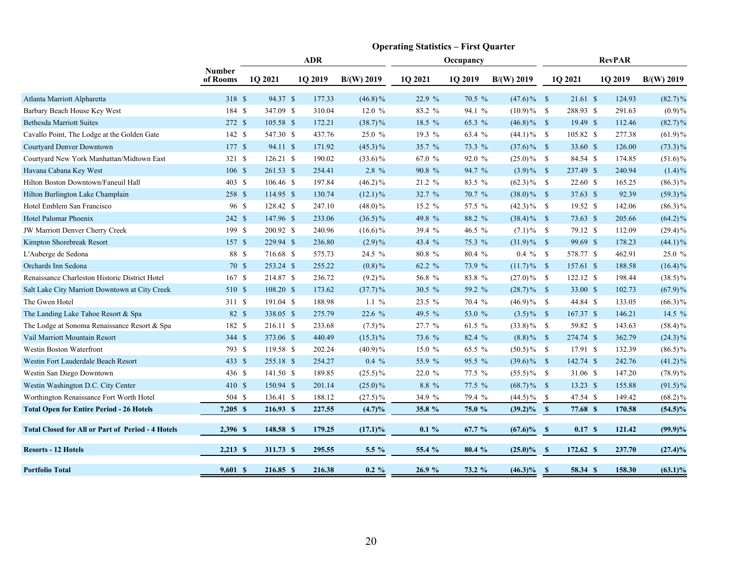## Operating Statistics – First Quarter

| | Number of Rooms | ADR | | | Occupancy | | | RevPAR | | |
|---|---|---|---|---|---|---|---|---|---|---|
| | | 1Q 2021 | 1Q 2019 | B/(W) 2019 | 1Q 2021 | 1Q 2019 | B/(W) 2019 | 1Q 2021 | 1Q 2019 | B/(W) 2019 |
| Atlanta Marriott Alpharetta | 318 | $ 94.37 | $ 177.33 | (46.8)% | 22.9 % | 70.5 % | (47.6)% | $ 21.61 | $ 124.93 | (82.7)% |
| Barbary Beach House Key West | 184 | $ 347.09 | $ 310.04 | 12.0 % | 83.2 % | 94.1 % | (10.9)% | $ 288.93 | $ 291.63 | (0.9)% |
| Bethesda Marriott Suites | 272 | $ 105.58 | $ 172.21 | (38.7)% | 18.5 % | 65.3 % | (46.8)% | $ 19.49 | $ 112.46 | (82.7)% |
| Cavallo Point, The Lodge at the Golden Gate | 142 | $ 547.30 | $ 437.76 | 25.0 % | 19.3 % | 63.4 % | (44.1)% | $ 105.82 | $ 277.38 | (61.9)% |
| Courtyard Denver Downtown | 177 | $ 94.11 | $ 171.92 | (45.3)% | 35.7 % | 73.3 % | (37.6)% | $ 33.60 | $ 126.00 | (73.3)% |
| Courtyard New York Manhattan/Midtown East | 321 | $ 126.21 | $ 190.02 | (33.6)% | 67.0 % | 92.0 % | (25.0)% | $ 84.54 | $ 174.85 | (51.6)% |
| Havana Cabana Key West | 106 | $ 261.53 | $ 254.41 | 2.8 % | 90.8 % | 94.7 % | (3.9)% | $ 237.49 | $ 240.94 | (1.4)% |
| Hilton Boston Downtown/Faneuil Hall | 403 | $ 106.46 | $ 197.84 | (46.2)% | 21.2 % | 83.5 % | (62.3)% | $ 22.60 | $ 165.25 | (86.3)% |
| Hilton Burlington Lake Champlain | 258 | $ 114.95 | $ 130.74 | (12.1)% | 32.7 % | 70.7 % | (38.0)% | $ 37.63 | $ 92.39 | (59.3)% |
| Hotel Emblem San Francisco | 96 | $ 128.42 | $ 247.10 | (48.0)% | 15.2 % | 57.5 % | (42.3)% | $ 19.52 | $ 142.06 | (86.3)% |
| Hotel Palomar Phoenix | 242 | $ 147.96 | $ 233.06 | (36.5)% | 49.8 % | 88.2 % | (38.4)% | $ 73.63 | $ 205.66 | (64.2)% |
| JW Marriott Denver Cherry Creek | 199 | $ 200.92 | $ 240.96 | (16.6)% | 39.4 % | 46.5 % | (7.1)% | $ 79.12 | $ 112.09 | (29.4)% |
| Kimpton Shorebreak Resort | 157 | $ 229.94 | $ 236.80 | (2.9)% | 43.4 % | 75.3 % | (31.9)% | $ 99.69 | $ 178.23 | (44.1)% |
| L'Auberge de Sedona | 88 | $ 716.68 | $ 575.73 | 24.5 % | 80.8 % | 80.4 % | 0.4 % | $ 578.77 | $ 462.91 | 25.0 % |
| Orchards Inn Sedona | 70 | $ 253.24 | $ 255.22 | (0.8)% | 62.2 % | 73.9 % | (11.7)% | $ 157.61 | $ 188.58 | (16.4)% |
| Renaissance Charleston Historic District Hotel | 167 | $ 214.87 | $ 236.72 | (9.2)% | 56.8 % | 83.8 % | (27.0)% | $ 122.12 | $ 198.44 | (38.5)% |
| Salt Lake City Marriott Downtown at City Creek | 510 | $ 108.20 | $ 173.62 | (37.7)% | 30.5 % | 59.2 % | (28.7)% | $ 33.00 | $ 102.73 | (67.9)% |
| The Gwen Hotel | 311 | $ 191.04 | $ 188.98 | 1.1 % | 23.5 % | 70.4 % | (46.9)% | $ 44.84 | $ 133.05 | (66.3)% |
| The Landing Lake Tahoe Resort & Spa | 82 | $ 338.05 | $ 275.79 | 22.6 % | 49.5 % | 53.0 % | (3.5)% | $ 167.37 | $ 146.21 | 14.5 % |
| The Lodge at Sonoma Renaissance Resort & Spa | 182 | $ 216.11 | $ 233.68 | (7.5)% | 27.7 % | 61.5 % | (33.8)% | $ 59.82 | $ 143.63 | (58.4)% |
| Vail Marriott Mountain Resort | 344 | $ 373.06 | $ 440.49 | (15.3)% | 73.6 % | 82.4 % | (8.8)% | $ 274.74 | $ 362.79 | (24.3)% |
| Westin Boston Waterfront | 793 | $ 119.58 | $ 202.24 | (40.9)% | 15.0 % | 65.5 % | (50.5)% | $ 17.91 | $ 132.39 | (86.5)% |
| Westin Fort Lauderdale Beach Resort | 433 | $ 255.18 | $ 254.27 | 0.4 % | 55.9 % | 95.5 % | (39.6)% | $ 142.74 | $ 242.76 | (41.2)% |
| Westin San Diego Downtown | 436 | $ 141.50 | $ 189.85 | (25.5)% | 22.0 % | 77.5 % | (55.5)% | $ 31.06 | $ 147.20 | (78.9)% |
| Westin Washington D.C. City Center | 410 | $ 150.94 | $ 201.14 | (25.0)% | 8.8 % | 77.5 % | (68.7)% | $ 13.23 | $ 155.88 | (91.5)% |
| Worthington Renaissance Fort Worth Hotel | 504 | $ 136.41 | $ 188.12 | (27.5)% | 34.9 % | 79.4 % | (44.5)% | $ 47.54 | $ 149.42 | (68.2)% |
| **Total Open for Entire Period - 26 Hotels** | **7,205** | **$ 216.93** | **$ 227.55** | **(4.7)%** | **35.8 %** | **75.0 %** | **(39.2)%** | **$ 77.68** | **$ 170.58** | **(54.5)%** |
| **Total Closed for All or Part of Period - 4 Hotels** | **2,396** | **$ 148.58** | **$ 179.25** | **(17.1)%** | **0.1 %** | **67.7 %** | **(67.6)%** | **$ 0.17** | **$ 121.42** | **(99.9)%** |
| **Resorts - 12 Hotels** | **2,213** | **$ 311.73** | **$ 295.55** | **5.5 %** | **55.4 %** | **80.4 %** | **(25.0)%** | **$ 172.62** | **$ 237.70** | **(27.4)%** |
| **Portfolio Total** | **9,601** | **$ 216.85** | **$ 216.38** | **0.2 %** | **26.9 %** | **73.2 %** | **(46.3)%** | **$ 58.34** | **$ 158.30** | **(63.1)%** |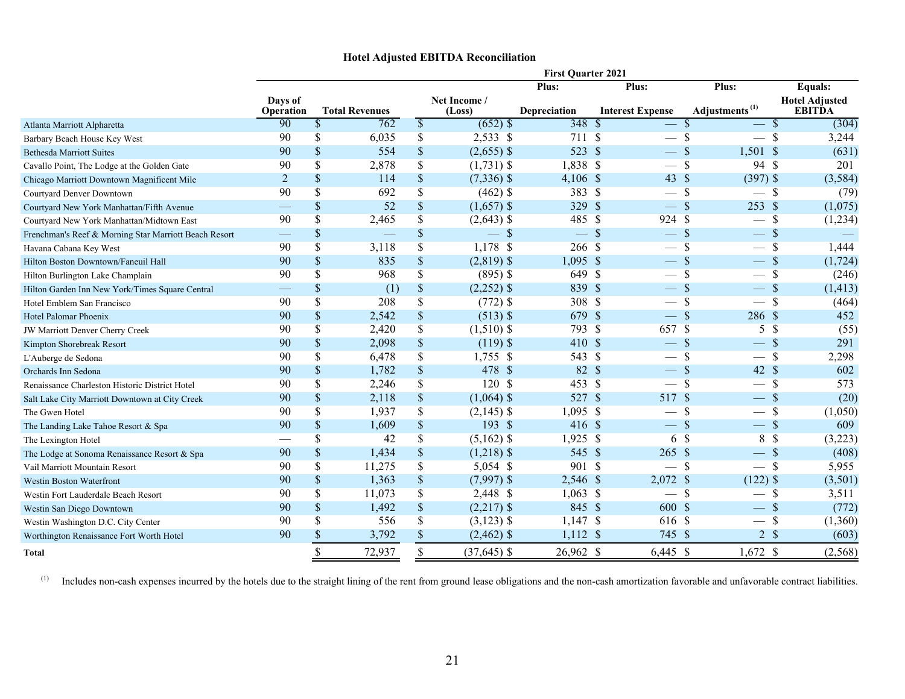## Hotel Adjusted EBITDA Reconciliation

| | First Quarter 2021 | | | | | | |
|---|---|---|---|---|---|---|---|
| | | | | Plus: | Plus: | Plus: | Equals: |
| | Days of Operation | Total Revenues | Net Income / (Loss) | Depreciation | Interest Expense | Adjustments [1] | Hotel Adjusted EBITDA |
| Atlanta Marriott Alpharetta | 90 | $ 762 | $ (652) | $ 348 | $ — | $ — | $ (304) |
| Barbary Beach House Key West | 90 | $ 6,035 | $ 2,533 | $ 711 | $ — | $ — | $ 3,244 |
| Bethesda Marriott Suites | 90 | $ 554 | $ (2,655) | $ 523 | $ — | $ 1,501 | $ (631) |
| Cavallo Point, The Lodge at the Golden Gate | 90 | $ 2,878 | $ (1,731) | $ 1,838 | $ — | $ 94 | $ 201 |
| Chicago Marriott Downtown Magnificent Mile | 2 | $ 114 | $ (7,336) | $ 4,106 | $ 43 | $ (397) | $ (3,584) |
| Courtyard Denver Downtown | 90 | $ 692 | $ (462) | $ 383 | $ — | $ — | $ (79) |
| Courtyard New York Manhattan/Fifth Avenue | — | $ 52 | $ (1,657) | $ 329 | $ — | $ 253 | $ (1,075) |
| Courtyard New York Manhattan/Midtown East | 90 | $ 2,465 | $ (2,643) | $ 485 | $ 924 | $ — | $ (1,234) |
| Frenchman's Reef & Morning Star Marriott Beach Resort | — | $ — | $ — | $ — | $ — | $ — | $ — |
| Havana Cabana Key West | 90 | $ 3,118 | $ 1,178 | $ 266 | $ — | $ — | $ 1,444 |
| Hilton Boston Downtown/Faneuil Hall | 90 | $ 835 | $ (2,819) | $ 1,095 | $ — | $ — | $ (1,724) |
| Hilton Burlington Lake Champlain | 90 | $ 968 | $ (895) | $ 649 | $ — | $ — | $ (246) |
| Hilton Garden Inn New York/Times Square Central | — | $ (1) | $ (2,252) | $ 839 | $ — | $ — | $ (1,413) |
| Hotel Emblem San Francisco | 90 | $ 208 | $ (772) | $ 308 | $ — | $ — | $ (464) |
| Hotel Palomar Phoenix | 90 | $ 2,542 | $ (513) | $ 679 | $ — | $ 286 | $ 452 |
| JW Marriott Denver Cherry Creek | 90 | $ 2,420 | $ (1,510) | $ 793 | $ 657 | $ 5 | $ (55) |
| Kimpton Shorebreak Resort | 90 | $ 2,098 | $ (119) | $ 410 | $ — | $ — | $ 291 |
| L'Auberge de Sedona | 90 | $ 6,478 | $ 1,755 | $ 543 | $ — | $ — | $ 2,298 |
| Orchards Inn Sedona | 90 | $ 1,782 | $ 478 | $ 82 | $ — | $ 42 | $ 602 |
| Renaissance Charleston Historic District Hotel | 90 | $ 2,246 | $ 120 | $ 453 | $ — | $ — | $ 573 |
| Salt Lake City Marriott Downtown at City Creek | 90 | $ 2,118 | $ (1,064) | $ 527 | $ 517 | $ — | $ (20) |
| The Gwen Hotel | 90 | $ 1,937 | $ (2,145) | $ 1,095 | $ — | $ — | $ (1,050) |
| The Landing Lake Tahoe Resort & Spa | 90 | $ 1,609 | $ 193 | $ 416 | $ — | $ — | $ 609 |
| The Lexington Hotel | — | $ 42 | $ (5,162) | $ 1,925 | $ 6 | $ 8 | $ (3,223) |
| The Lodge at Sonoma Renaissance Resort & Spa | 90 | $ 1,434 | $ (1,218) | $ 545 | $ 265 | $ — | $ (408) |
| Vail Marriott Mountain Resort | 90 | $ 11,275 | $ 5,054 | $ 901 | $ — | $ — | $ 5,955 |
| Westin Boston Waterfront | 90 | $ 1,363 | $ (7,997) | $ 2,546 | $ 2,072 | $ (122) | $ (3,501) |
| Westin Fort Lauderdale Beach Resort | 90 | $ 11,073 | $ 2,448 | $ 1,063 | $ — | $ — | $ 3,511 |
| Westin San Diego Downtown | 90 | $ 1,492 | $ (2,217) | $ 845 | $ 600 | $ — | $ (772) |
| Westin Washington D.C. City Center | 90 | $ 556 | $ (3,123) | $ 1,147 | $ 616 | $ — | $ (1,360) |
| Worthington Renaissance Fort Worth Hotel | 90 | $ 3,792 | $ (2,462) | $ 1,112 | $ 745 | $ 2 | $ (603) |
| **Total** | | $ 72,937 | $ (37,645) | $ 26,962 | $ 6,445 | $ 1,672 | $ (2,568) |

[1] Includes non-cash expenses incurred by the hotels due to the straight lining of the rent from ground lease obligations and the non-cash amortization favorable and unfavorable contract liabilities.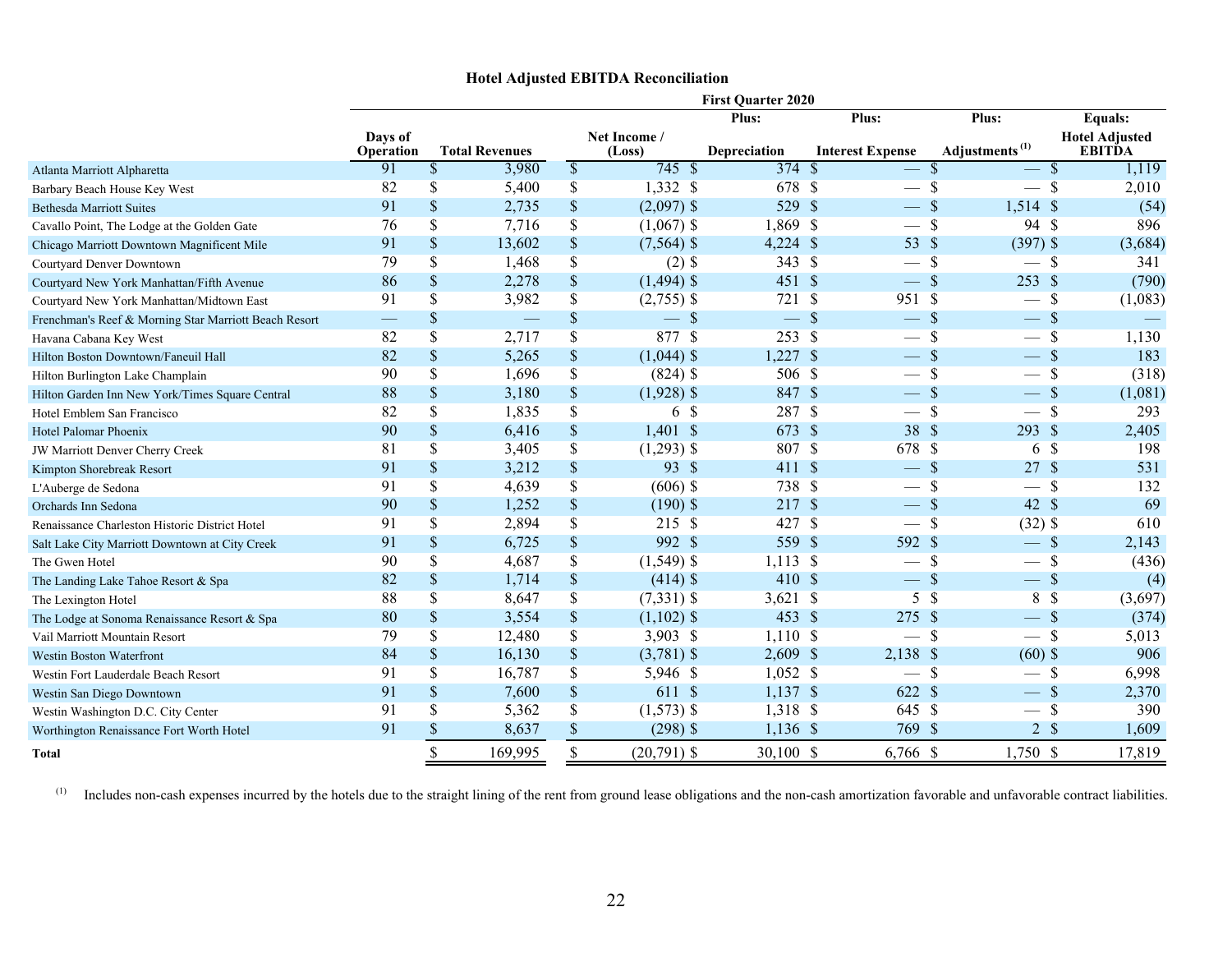### Hotel Adjusted EBITDA Reconciliation

| | First Quarter 2020 | | | | | | |
|---|---|---|---|---|---|---|---|
| | | | | Plus: | Plus: | Plus: | Equals: |
| | Days of Operation | Total Revenues | Net Income / (Loss) | Depreciation | Interest Expense | Adjustments [1] | Hotel Adjusted EBITDA |
| Atlanta Marriott Alpharetta | 91 | $ 3,980 | $ 745 | $ 374 | $ — | $ — | $ 1,119 |
| Barbary Beach House Key West | 82 | $ 5,400 | $ 1,332 | $ 678 | $ — | $ — | $ 2,010 |
| Bethesda Marriott Suites | 91 | $ 2,735 | $ (2,097) | $ 529 | $ — | $ 1,514 | $ (54) |
| Cavallo Point, The Lodge at the Golden Gate | 76 | $ 7,716 | $ (1,067) | $ 1,869 | $ — | $ 94 | $ 896 |
| Chicago Marriott Downtown Magnificent Mile | 91 | $ 13,602 | $ (7,564) | $ 4,224 | $ 53 | $ (397) | $ (3,684) |
| Courtyard Denver Downtown | 79 | $ 1,468 | $ (2) | $ 343 | $ — | $ — | $ 341 |
| Courtyard New York Manhattan/Fifth Avenue | 86 | $ 2,278 | $ (1,494) | $ 451 | $ — | $ 253 | $ (790) |
| Courtyard New York Manhattan/Midtown East | 91 | $ 3,982 | $ (2,755) | $ 721 | $ 951 | $ — | $ (1,083) |
| Frenchman's Reef & Morning Star Marriott Beach Resort | — | $ — | $ — | $ — | $ — | $ — | $ — |
| Havana Cabana Key West | 82 | $ 2,717 | $ 877 | $ 253 | $ — | $ — | $ 1,130 |
| Hilton Boston Downtown/Faneuil Hall | 82 | $ 5,265 | $ (1,044) | $ 1,227 | $ — | $ — | $ 183 |
| Hilton Burlington Lake Champlain | 90 | $ 1,696 | $ (824) | $ 506 | $ — | $ — | $ (318) |
| Hilton Garden Inn New York/Times Square Central | 88 | $ 3,180 | $ (1,928) | $ 847 | $ — | $ — | $ (1,081) |
| Hotel Emblem San Francisco | 82 | $ 1,835 | $ 6 | $ 287 | $ — | $ — | $ 293 |
| Hotel Palomar Phoenix | 90 | $ 6,416 | $ 1,401 | $ 673 | $ 38 | $ 293 | $ 2,405 |
| JW Marriott Denver Cherry Creek | 81 | $ 3,405 | $ (1,293) | $ 807 | $ 678 | $ 6 | $ 198 |
| Kimpton Shorebreak Resort | 91 | $ 3,212 | $ 93 | $ 411 | $ — | $ 27 | $ 531 |
| L'Auberge de Sedona | 91 | $ 4,639 | $ (606) | $ 738 | $ — | $ — | $ 132 |
| Orchards Inn Sedona | 90 | $ 1,252 | $ (190) | $ 217 | $ — | $ 42 | $ 69 |
| Renaissance Charleston Historic District Hotel | 91 | $ 2,894 | $ 215 | $ 427 | $ — | $ (32) | $ 610 |
| Salt Lake City Marriott Downtown at City Creek | 91 | $ 6,725 | $ 992 | $ 559 | $ 592 | $ — | $ 2,143 |
| The Gwen Hotel | 90 | $ 4,687 | $ (1,549) | $ 1,113 | $ — | $ — | $ (436) |
| The Landing Lake Tahoe Resort & Spa | 82 | $ 1,714 | $ (414) | $ 410 | $ — | $ — | $ (4) |
| The Lexington Hotel | 88 | $ 8,647 | $ (7,331) | $ 3,621 | $ 5 | $ 8 | $ (3,697) |
| The Lodge at Sonoma Renaissance Resort & Spa | 80 | $ 3,554 | $ (1,102) | $ 453 | $ 275 | $ — | $ (374) |
| Vail Marriott Mountain Resort | 79 | $ 12,480 | $ 3,903 | $ 1,110 | $ — | $ — | $ 5,013 |
| Westin Boston Waterfront | 84 | $ 16,130 | $ (3,781) | $ 2,609 | $ 2,138 | $ (60) | $ 906 |
| Westin Fort Lauderdale Beach Resort | 91 | $ 16,787 | $ 5,946 | $ 1,052 | $ — | $ — | $ 6,998 |
| Westin San Diego Downtown | 91 | $ 7,600 | $ 611 | $ 1,137 | $ 622 | $ — | $ 2,370 |
| Westin Washington D.C. City Center | 91 | $ 5,362 | $ (1,573) | $ 1,318 | $ 645 | $ — | $ 390 |
| Worthington Renaissance Fort Worth Hotel | 91 | $ 8,637 | $ (298) | $ 1,136 | $ 769 | $ 2 | $ 1,609 |
| **Total** | | $ 169,995 | $ (20,791) | $ 30,100 | $ 6,766 | $ 1,750 | $ 17,819 |

[1] Includes non-cash expenses incurred by the hotels due to the straight lining of the rent from ground lease obligations and the non-cash amortization favorable and unfavorable contract liabilities.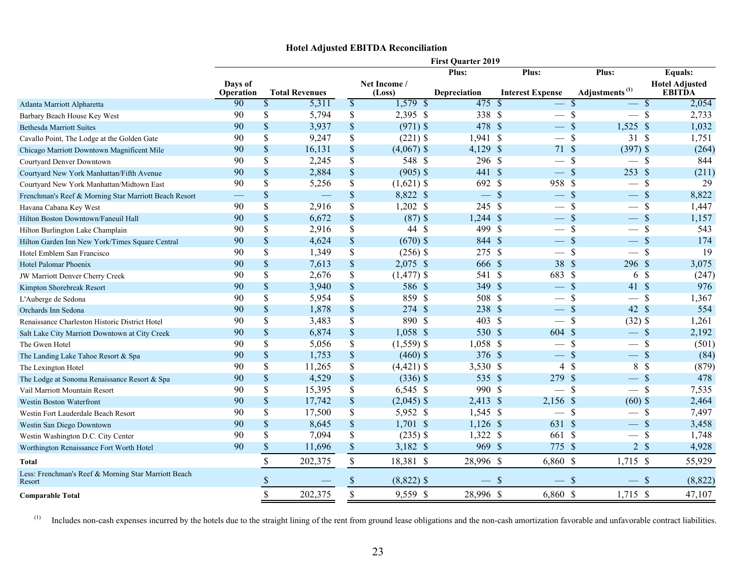## Hotel Adjusted EBITDA Reconciliation

| | First Quarter 2019 | | | | | | |
|---|---|---|---|---|---|---|---|
| | | | | Plus: | Plus: | Plus: | Equals: |
| | Days of Operation | Total Revenues | Net Income / (Loss) | Depreciation | Interest Expense | Adjustments (1) | Hotel Adjusted EBITDA |
| Atlanta Marriott Alpharetta | 90 | $ 5,311 | $ 1,579 | $ 475 | $ — | $ — | $ 2,054 |
| Barbary Beach House Key West | 90 | $ 5,794 | $ 2,395 | $ 338 | $ — | $ — | $ 2,733 |
| Bethesda Marriott Suites | 90 | $ 3,937 | $ (971) | $ 478 | $ — | $ 1,525 | $ 1,032 |
| Cavallo Point, The Lodge at the Golden Gate | 90 | $ 9,247 | $ (221) | $ 1,941 | $ — | $ 31 | $ 1,751 |
| Chicago Marriott Downtown Magnificent Mile | 90 | $ 16,131 | $ (4,067) | $ 4,129 | $ 71 | $ (397) | $ (264) |
| Courtyard Denver Downtown | 90 | $ 2,245 | $ 548 | $ 296 | $ — | $ — | $ 844 |
| Courtyard New York Manhattan/Fifth Avenue | 90 | $ 2,884 | $ (905) | $ 441 | $ — | $ 253 | $ (211) |
| Courtyard New York Manhattan/Midtown East | 90 | $ 5,256 | $ (1,621) | $ 692 | $ 958 | $ — | $ 29 |
| Frenchman's Reef & Morning Star Marriott Beach Resort | — | $ — | $ 8,822 | $ — | $ — | $ — | $ 8,822 |
| Havana Cabana Key West | 90 | $ 2,916 | $ 1,202 | $ 245 | $ — | $ — | $ 1,447 |
| Hilton Boston Downtown/Faneuil Hall | 90 | $ 6,672 | $ (87) | $ 1,244 | $ — | $ — | $ 1,157 |
| Hilton Burlington Lake Champlain | 90 | $ 2,916 | $ 44 | $ 499 | $ — | $ — | $ 543 |
| Hilton Garden Inn New York/Times Square Central | 90 | $ 4,624 | $ (670) | $ 844 | $ — | $ — | $ 174 |
| Hotel Emblem San Francisco | 90 | $ 1,349 | $ (256) | $ 275 | $ — | $ — | $ 19 |
| Hotel Palomar Phoenix | 90 | $ 7,613 | $ 2,075 | $ 666 | $ 38 | $ 296 | $ 3,075 |
| JW Marriott Denver Cherry Creek | 90 | $ 2,676 | $ (1,477) | $ 541 | $ 683 | $ 6 | $ (247) |
| Kimpton Shorebreak Resort | 90 | $ 3,940 | $ 586 | $ 349 | $ — | $ 41 | $ 976 |
| L'Auberge de Sedona | 90 | $ 5,954 | $ 859 | $ 508 | $ — | $ — | $ 1,367 |
| Orchards Inn Sedona | 90 | $ 1,878 | $ 274 | $ 238 | $ — | $ 42 | $ 554 |
| Renaissance Charleston Historic District Hotel | 90 | $ 3,483 | $ 890 | $ 403 | $ — | $ (32) | $ 1,261 |
| Salt Lake City Marriott Downtown at City Creek | 90 | $ 6,874 | $ 1,058 | $ 530 | $ 604 | $ — | $ 2,192 |
| The Gwen Hotel | 90 | $ 5,056 | $ (1,559) | $ 1,058 | $ — | $ — | $ (501) |
| The Landing Lake Tahoe Resort & Spa | 90 | $ 1,753 | $ (460) | $ 376 | $ — | $ — | $ (84) |
| The Lexington Hotel | 90 | $ 11,265 | $ (4,421) | $ 3,530 | $ 4 | $ 8 | $ (879) |
| The Lodge at Sonoma Renaissance Resort & Spa | 90 | $ 4,529 | $ (336) | $ 535 | $ 279 | $ — | $ 478 |
| Vail Marriott Mountain Resort | 90 | $ 15,395 | $ 6,545 | $ 990 | $ — | $ — | $ 7,535 |
| Westin Boston Waterfront | 90 | $ 17,742 | $ (2,045) | $ 2,413 | $ 2,156 | $ (60) | $ 2,464 |
| Westin Fort Lauderdale Beach Resort | 90 | $ 17,500 | $ 5,952 | $ 1,545 | $ — | $ — | $ 7,497 |
| Westin San Diego Downtown | 90 | $ 8,645 | $ 1,701 | $ 1,126 | $ 631 | $ — | $ 3,458 |
| Westin Washington D.C. City Center | 90 | $ 7,094 | $ (235) | $ 1,322 | $ 661 | $ — | $ 1,748 |
| Worthington Renaissance Fort Worth Hotel | 90 | $ 11,696 | $ 3,182 | $ 969 | $ 775 | $ 2 | $ 4,928 |
| **Total** | | $ 202,375 | $ 18,381 | $ 28,996 | $ 6,860 | $ 1,715 | $ 55,929 |
| Less: Frenchman's Reef & Morning Star Marriott Beach Resort | | $ — | $ (8,822) | $ — | $ — | $ — | $ (8,822) |
| **Comparable Total** | | $ 202,375 | $ 9,559 | $ 28,996 | $ 6,860 | $ 1,715 | $ 47,107 |

(1) Includes non-cash expenses incurred by the hotels due to the straight lining of the rent from ground lease obligations and the non-cash amortization favorable and unfavorable contract liabilities.